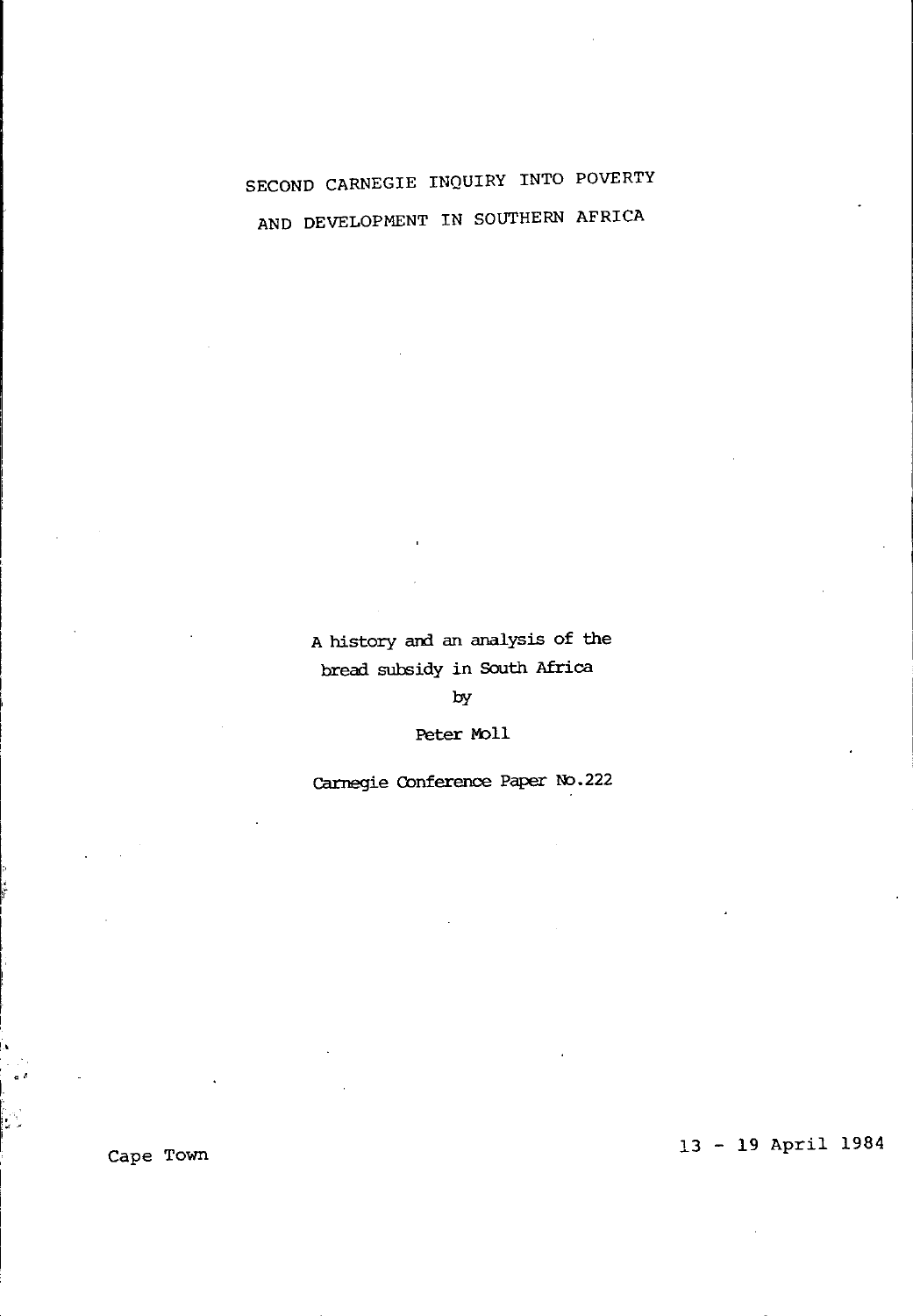# SECOND CARNEGIE INQUIRY INTO POVERTY AND DEVELOPMENT IN SOUTHERN AFRICA

A history and an analysis of the bread subsidy in South Africa

by

Peter Moll

Carnegie Conference Paper No.222

Cape Town

13 - 19 April 1984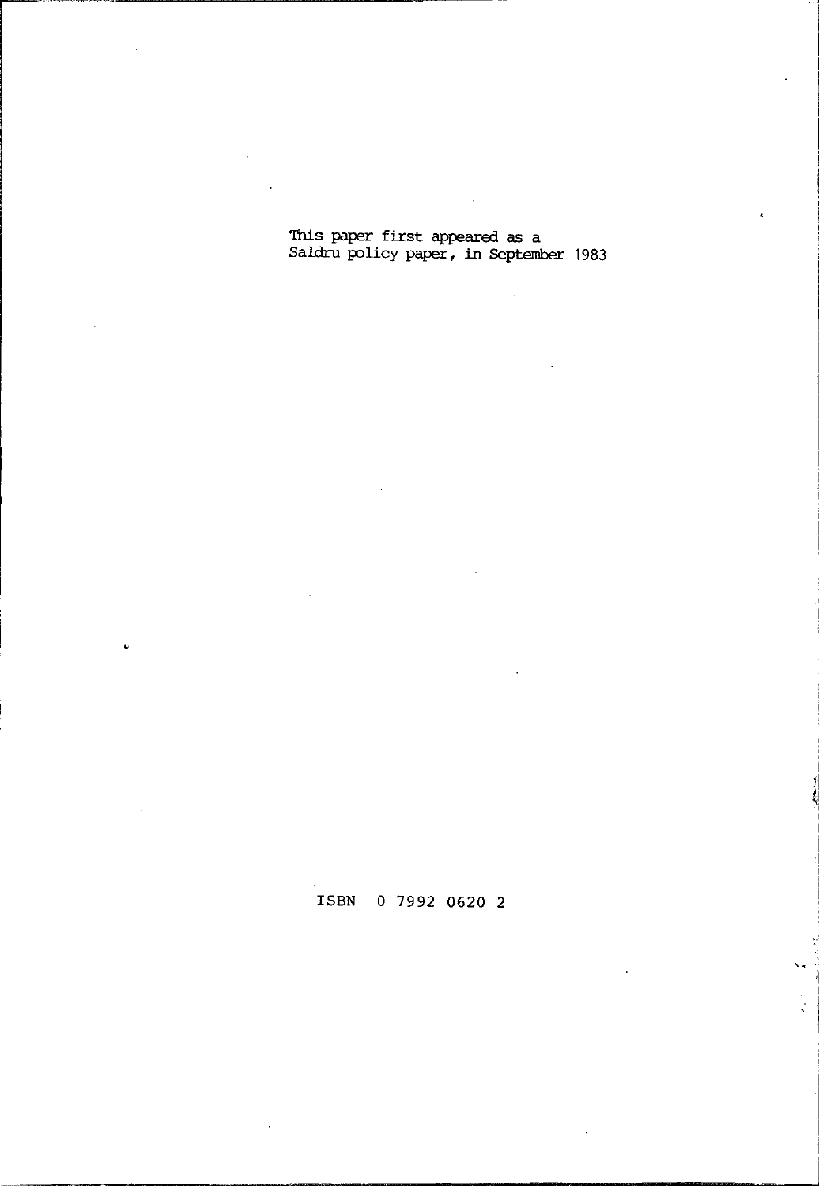This paper first appeared as a
Saldru policy paper, in September 1983

ISBN 0 7992 0620 2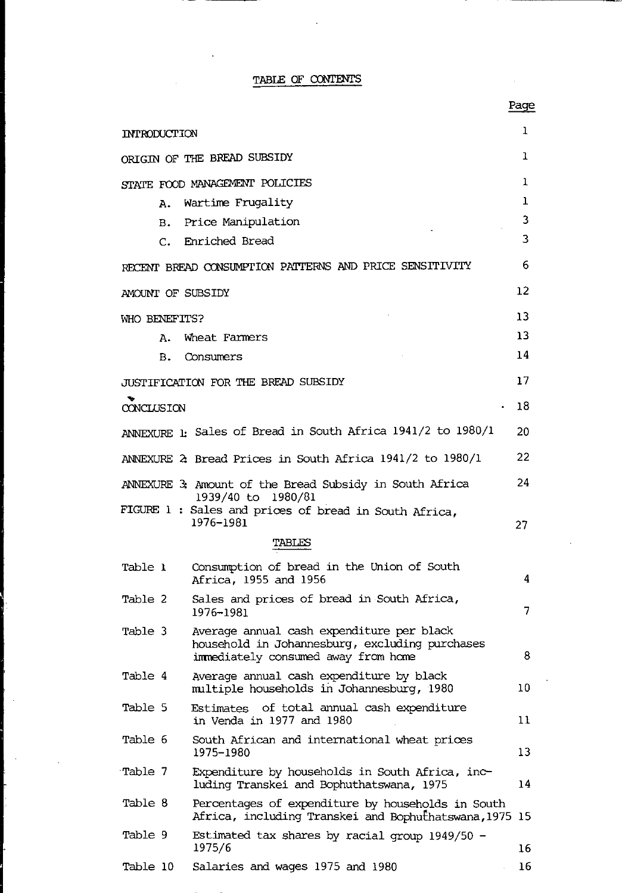# TABLE OF CONTENTS

| | Page |
|---|---|
| INTRODUCTION | 1 |
| ORIGIN OF THE BREAD SUBSIDY | 1 |
| STATE FOOD MANAGEMENT POLICIES | 1 |
| A. Wartime Frugality | 1 |
| B. Price Manipulation | 3 |
| C. Enriched Bread | 3 |
| RECENT BREAD CONSUMPTION PATTERNS AND PRICE SENSITIVITY | 6 |
| AMOUNT OF SUBSIDY | 12 |
| WHO BENEFITS? | 13 |
| A. Wheat Farmers | 13 |
| B. Consumers | 14 |
| JUSTIFICATION FOR THE BREAD SUBSIDY | 17 |
| CONCLUSION | 18 |
| ANNEXURE 1: Sales of Bread in South Africa 1941/2 to 1980/1 | 20 |
| ANNEXURE 2: Bread Prices in South Africa 1941/2 to 1980/1 | 22 |
| ANNEXURE 3: Amount of the Bread Subsidy in South Africa 1939/40 to 1980/81 | 24 |
| FIGURE 1 : Sales and prices of bread in South Africa, 1976-1981 | 27 |

## TABLES

| | | Page |
|---|---|---|
| Table 1 | Consumption of bread in the Union of South Africa, 1955 and 1956 | 4 |
| Table 2 | Sales and prices of bread in South Africa, 1976-1981 | 7 |
| Table 3 | Average annual cash expenditure per black household in Johannesburg, excluding purchases immediately consumed away from home | 8 |
| Table 4 | Average annual cash expenditure by black multiple households in Johannesburg, 1980 | 10 |
| Table 5 | Estimates of total annual cash expenditure in Venda in 1977 and 1980 | 11 |
| Table 6 | South African and international wheat prices 1975-1980 | 13 |
| Table 7 | Expenditure by households in South Africa, including Transkei and Bophuthatswana, 1975 | 14 |
| Table 8 | Percentages of expenditure by households in South Africa, including Transkei and Bophuthatswana, 1975 | 15 |
| Table 9 | Estimated tax shares by racial group 1949/50 - 1975/6 | 16 |
| Table 10 | Salaries and wages 1975 and 1980 | 16 |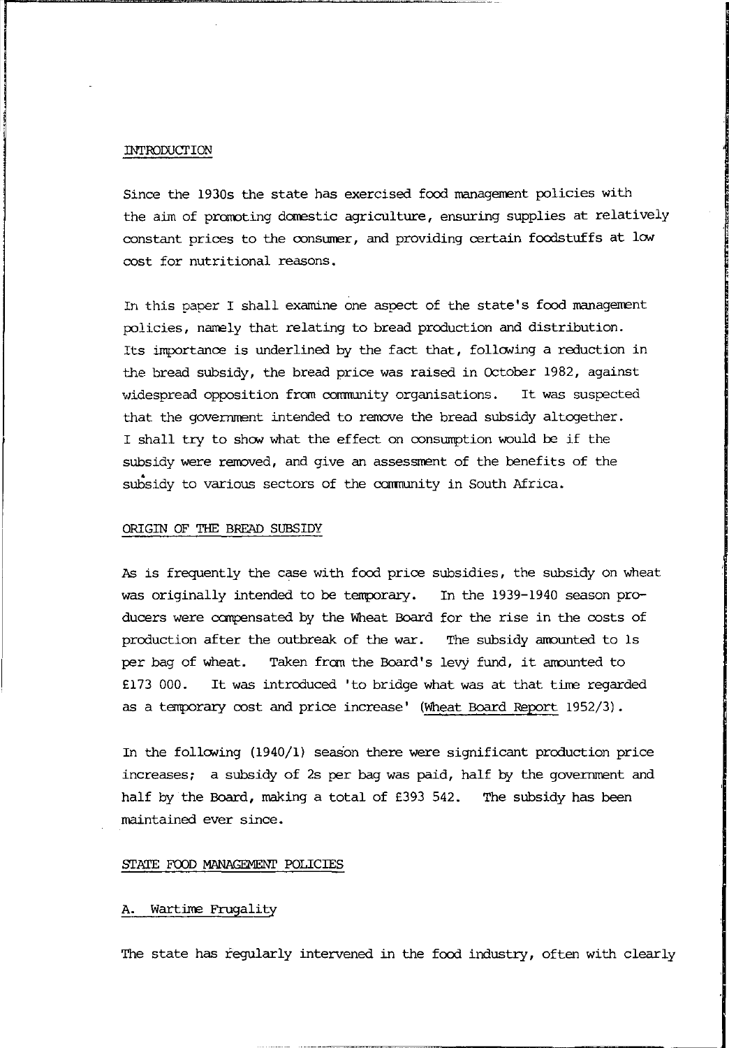## INTRODUCTION

Since the 1930s the state has exercised food management policies with the aim of promoting domestic agriculture, ensuring supplies at relatively constant prices to the consumer, and providing certain foodstuffs at low cost for nutritional reasons.

In this paper I shall examine one aspect of the state's food management policies, namely that relating to bread production and distribution. Its importance is underlined by the fact that, following a reduction in the bread subsidy, the bread price was raised in October 1982, against widespread opposition from community organisations. It was suspected that the government intended to remove the bread subsidy altogether. I shall try to show what the effect on consumption would be if the subsidy were removed, and give an assessment of the benefits of the subsidy to various sectors of the community in South Africa.

## ORIGIN OF THE BREAD SUBSIDY

As is frequently the case with food price subsidies, the subsidy on wheat was originally intended to be temporary. In the 1939-1940 season producers were compensated by the Wheat Board for the rise in the costs of production after the outbreak of the war. The subsidy amounted to 1s per bag of wheat. Taken from the Board's levy fund, it amounted to £173 000. It was introduced 'to bridge what was at that time regarded as a temporary cost and price increase' (Wheat Board Report 1952/3).

In the following (1940/1) season there were significant production price increases; a subsidy of 2s per bag was paid, half by the government and half by the Board, making a total of £393 542. The subsidy has been maintained ever since.

## STATE FOOD MANAGEMENT POLICIES

### A. Wartime Frugality

The state has regularly intervened in the food industry, often with clearly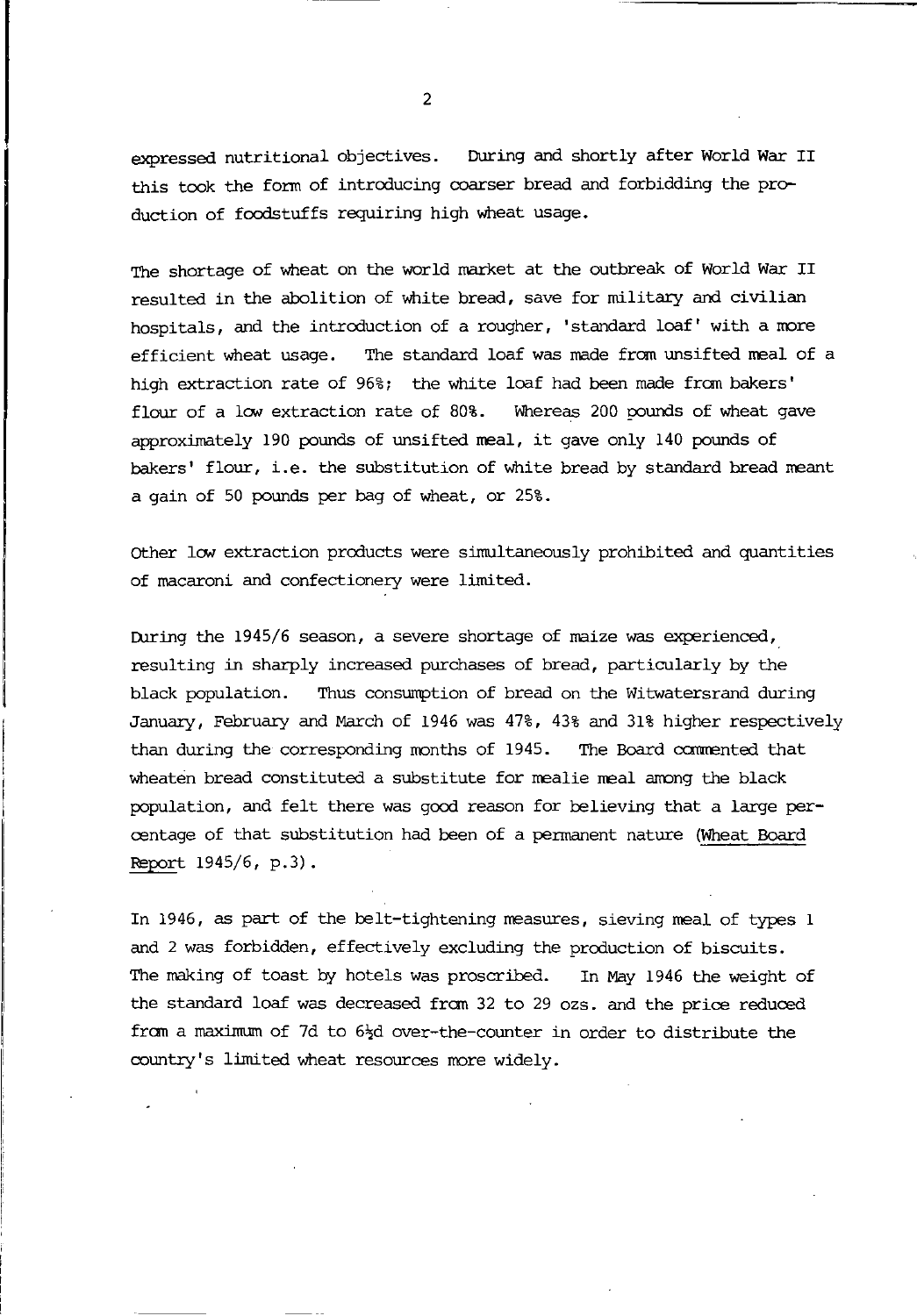expressed nutritional objectives. During and shortly after World War II this took the form of introducing coarser bread and forbidding the production of foodstuffs requiring high wheat usage.

The shortage of wheat on the world market at the outbreak of World War II resulted in the abolition of white bread, save for military and civilian hospitals, and the introduction of a rougher, 'standard loaf' with a more efficient wheat usage. The standard loaf was made from unsifted meal of a high extraction rate of 96%; the white loaf had been made from bakers' flour of a low extraction rate of 80%. Whereas 200 pounds of wheat gave approximately 190 pounds of unsifted meal, it gave only 140 pounds of bakers' flour, i.e. the substitution of white bread by standard bread meant a gain of 50 pounds per bag of wheat, or 25%.

Other low extraction products were simultaneously prohibited and quantities of macaroni and confectionery were limited.

During the 1945/6 season, a severe shortage of maize was experienced, resulting in sharply increased purchases of bread, particularly by the black population. Thus consumption of bread on the Witwatersrand during January, February and March of 1946 was 47%, 43% and 31% higher respectively than during the corresponding months of 1945. The Board commented that wheaten bread constituted a substitute for mealie meal among the black population, and felt there was good reason for believing that a large percentage of that substitution had been of a permanent nature (Wheat Board Report 1945/6, p.3).

In 1946, as part of the belt-tightening measures, sieving meal of types 1 and 2 was forbidden, effectively excluding the production of biscuits. The making of toast by hotels was proscribed. In May 1946 the weight of the standard loaf was decreased from 32 to 29 ozs. and the price reduced from a maximum of 7d to 6½d over-the-counter in order to distribute the country's limited wheat resources more widely.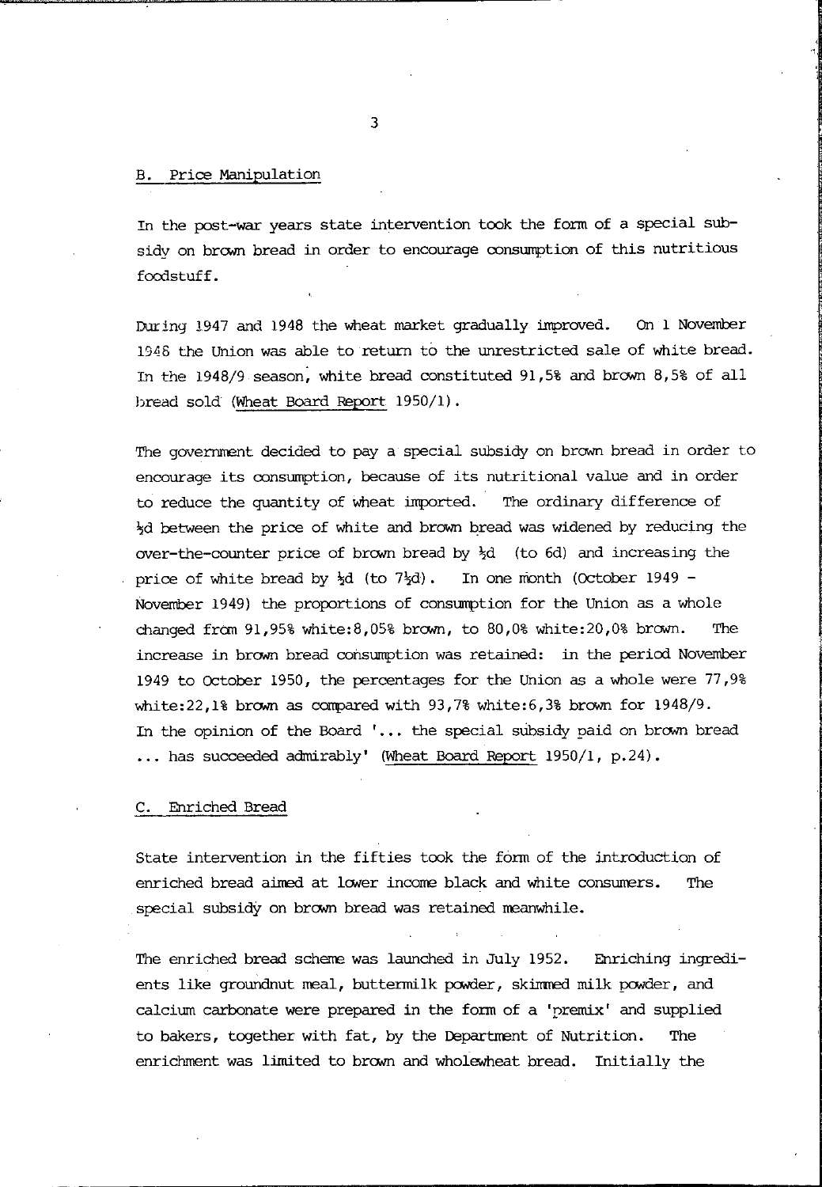## B. Price Manipulation

In the post-war years state intervention took the form of a special subsidy on brown bread in order to encourage consumption of this nutritious foodstuff.

During 1947 and 1948 the wheat market gradually improved. On 1 November 1948 the Union was able to return to the unrestricted sale of white bread. In the 1948/9 season, white bread constituted 91,5% and brown 8,5% of all bread sold (Wheat Board Report 1950/1).

The government decided to pay a special subsidy on brown bread in order to encourage its consumption, because of its nutritional value and in order to reduce the quantity of wheat imported. The ordinary difference of ½d between the price of white and brown bread was widened by reducing the over-the-counter price of brown bread by ½d (to 6d) and increasing the price of white bread by ½d (to 7½d). In one month (October 1949 - November 1949) the proportions of consumption for the Union as a whole changed from 91,95% white:8,05% brown, to 80,0% white:20,0% brown. The increase in brown bread consumption was retained: in the period November 1949 to October 1950, the percentages for the Union as a whole were 77,9% white:22,1% brown as compared with 93,7% white:6,3% brown for 1948/9. In the opinion of the Board '... the special subsidy paid on brown bread ... has succeeded admirably' (Wheat Board Report 1950/1, p.24).

## C. Enriched Bread

State intervention in the fifties took the form of the introduction of enriched bread aimed at lower income black and white consumers. The special subsidy on brown bread was retained meanwhile.

The enriched bread scheme was launched in July 1952. Enriching ingredients like groundnut meal, buttermilk powder, skimmed milk powder, and calcium carbonate were prepared in the form of a 'premix' and supplied to bakers, together with fat, by the Department of Nutrition. The enrichment was limited to brown and wholewheat bread. Initially the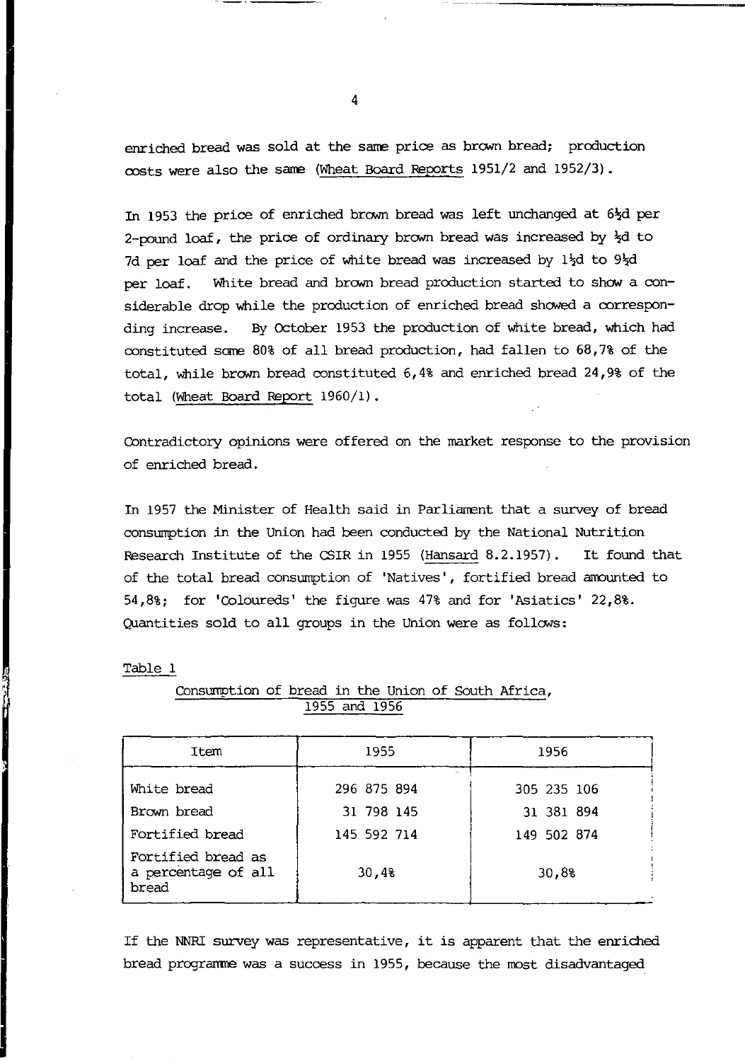enriched bread was sold at the same price as brown bread; production costs were also the same (Wheat Board Reports 1951/2 and 1952/3).

In 1953 the price of enriched brown bread was left unchanged at 6½d per 2-pound loaf, the price of ordinary brown bread was increased by ½d to 7d per loaf and the price of white bread was increased by 1½d to 9½d per loaf. White bread and brown bread production started to show a considerable drop while the production of enriched bread showed a corresponding increase. By October 1953 the production of white bread, which had constituted some 80% of all bread production, had fallen to 68,7% of the total, while brown bread constituted 6,4% and enriched bread 24,9% of the total (Wheat Board Report 1960/1).

Contradictory opinions were offered on the market response to the provision of enriched bread.

In 1957 the Minister of Health said in Parliament that a survey of bread consumption in the Union had been conducted by the National Nutrition Research Institute of the CSIR in 1955 (Hansard 8.2.1957). It found that of the total bread consumption of 'Natives', fortified bread amounted to 54,8%; for 'Coloureds' the figure was 47% and for 'Asiatics' 22,8%. Quantities sold to all groups in the Union were as follows:

Table 1

Consumption of bread in the Union of South Africa, 1955 and 1956

| Item | 1955 | 1956 |
|---|---|---|
| White bread | 296 875 894 | 305 235 106 |
| Brown bread | 31 798 145 | 31 381 894 |
| Fortified bread | 145 592 714 | 149 502 874 |
| Fortified bread as a percentage of all bread | 30,4% | 30,8% |

If the NNRI survey was representative, it is apparent that the enriched bread programme was a success in 1955, because the most disadvantaged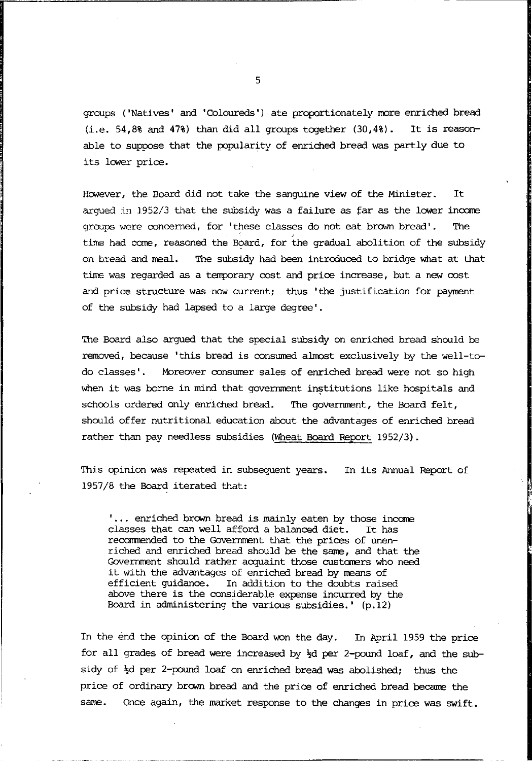groups ('Natives' and 'Coloureds') ate proportionately more enriched bread (i.e. 54,8% and 47%) than did all groups together (30,4%). It is reasonable to suppose that the popularity of enriched bread was partly due to its lower price.

However, the Board did not take the sanguine view of the Minister. It argued in 1952/3 that the subsidy was a failure as far as the lower income groups were concerned, for 'these classes do not eat brown bread'. The time had come, reasoned the Board, for the gradual abolition of the subsidy on bread and meal. The subsidy had been introduced to bridge what at that time was regarded as a temporary cost and price increase, but a new cost and price structure was now current; thus 'the justification for payment of the subsidy had lapsed to a large degree'.

The Board also argued that the special subsidy on enriched bread should be removed, because 'this bread is consumed almost exclusively by the well-to-do classes'. Moreover consumer sales of enriched bread were not so high when it was borne in mind that government institutions like hospitals and schools ordered only enriched bread. The government, the Board felt, should offer nutritional education about the advantages of enriched bread rather than pay needless subsidies (Wheat Board Report 1952/3).

This opinion was repeated in subsequent years. In its Annual Report of 1957/8 the Board iterated that:

> '... enriched brown bread is mainly eaten by those income classes that can well afford a balanced diet. It has recommended to the Government that the prices of unenriched and enriched bread should be the same, and that the Government should rather acquaint those customers who need it with the advantages of enriched bread by means of efficient guidance. In addition to the doubts raised above there is the considerable expense incurred by the Board in administering the various subsidies.' (p.12)

In the end the opinion of the Board won the day. In April 1959 the price for all grades of bread were increased by ½d per 2-pound loaf, and the subsidy of ½d per 2-pound loaf on enriched bread was abolished; thus the price of ordinary brown bread and the price of enriched bread became the same. Once again, the market response to the changes in price was swift.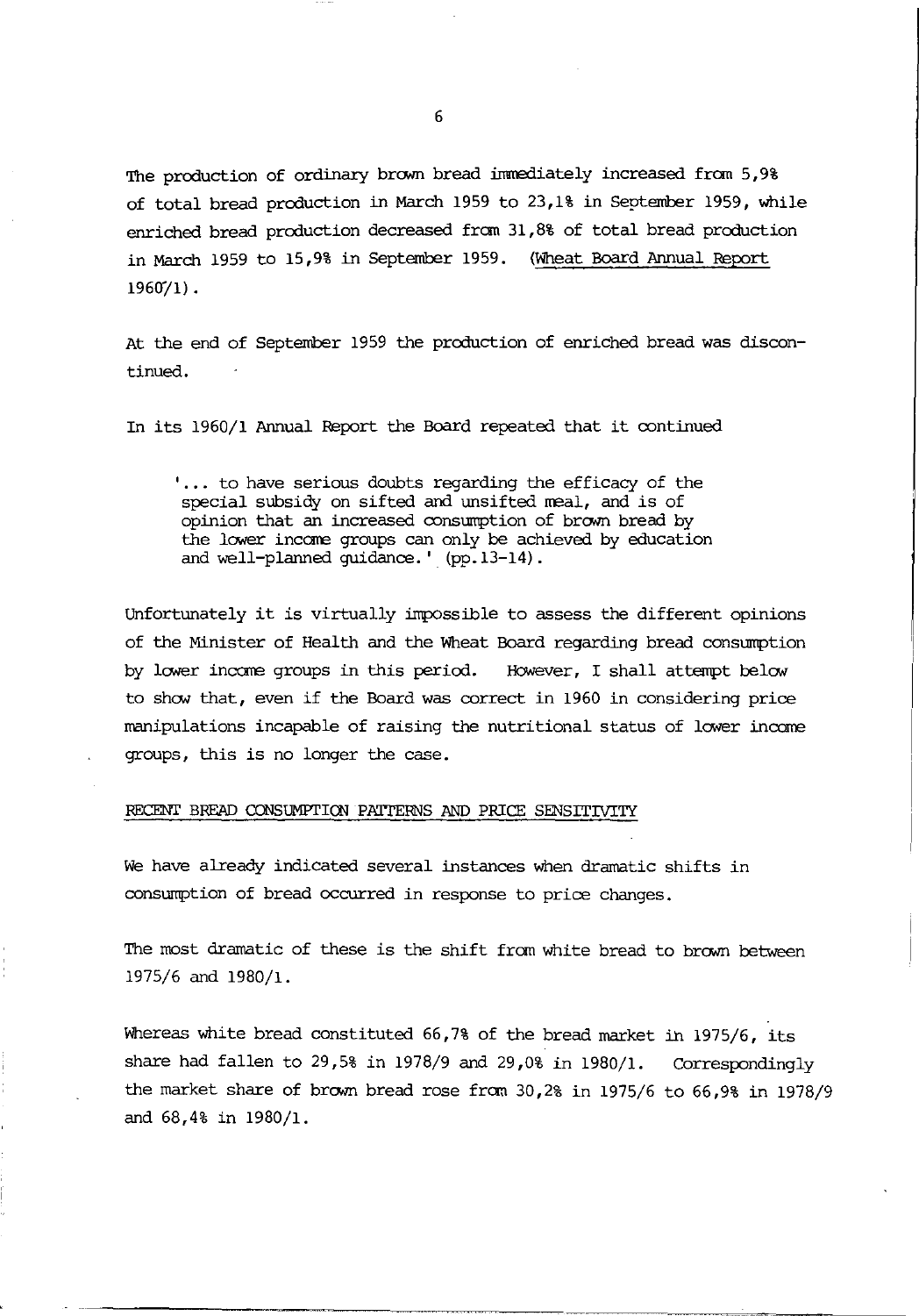The production of ordinary brown bread immediately increased from 5,9% of total bread production in March 1959 to 23,1% in September 1959, while enriched bread production decreased from 31,8% of total bread production in March 1959 to 15,9% in September 1959. (Wheat Board Annual Report 1960/1).

At the end of September 1959 the production of enriched bread was discontinued.

In its 1960/1 Annual Report the Board repeated that it continued

> '... to have serious doubts regarding the efficacy of the special subsidy on sifted and unsifted meal, and is of opinion that an increased consumption of brown bread by the lower income groups can only be achieved by education and well-planned guidance.' (pp.13-14).

Unfortunately it is virtually impossible to assess the different opinions of the Minister of Health and the Wheat Board regarding bread consumption by lower income groups in this period. However, I shall attempt below to show that, even if the Board was correct in 1960 in considering price manipulations incapable of raising the nutritional status of lower income groups, this is no longer the case.

## RECENT BREAD CONSUMPTION PATTERNS AND PRICE SENSITIVITY

We have already indicated several instances when dramatic shifts in consumption of bread occurred in response to price changes.

The most dramatic of these is the shift from white bread to brown between 1975/6 and 1980/1.

Whereas white bread constituted 66,7% of the bread market in 1975/6, its share had fallen to 29,5% in 1978/9 and 29,0% in 1980/1. Correspondingly the market share of brown bread rose from 30,2% in 1975/6 to 66,9% in 1978/9 and 68,4% in 1980/1.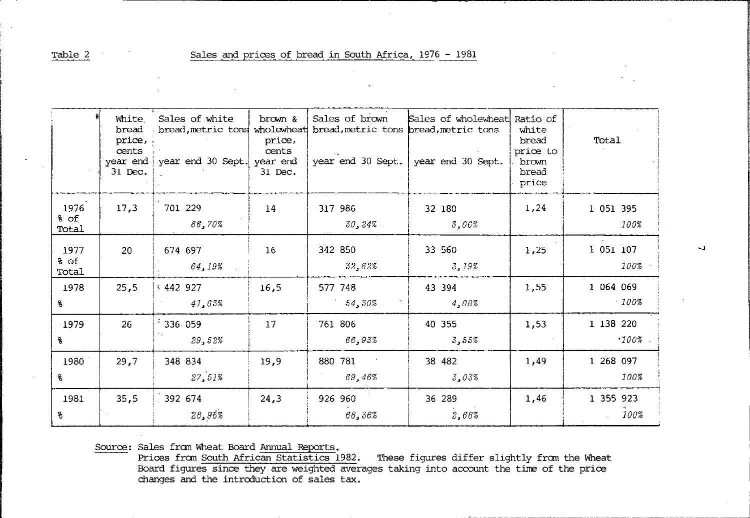Table 2 Sales and prices of bread in South Africa, 1976 - 1981

| | White bread price, cents year end 31 Dec. | Sales of white bread, metric tons year end 30 Sept. | brown & wholewheat price, cents year end 31 Dec. | Sales of brown bread, metric tons year end 30 Sept. | Sales of wholewheat bread, metric tons year end 30 Sept. | Ratio of white bread price to brown bread price | Total |
|---|---|---|---|---|---|---|---|
| 1976 | 17,3 | 701 229 | 14 | 317 986 | 32 180 | 1,24 | 1 051 395 |
| % of Total | | *66,70%* | | *30,24%* | *3,06%* | | *100%* |
| 1977 | 20 | 674 697 | 16 | 342 850 | 33 560 | 1,25 | 1 051 107 |
| % of Total | | *64,19%* | | *32,62%* | *3,19%* | | *100%* |
| 1978 | 25,5 | 442 927 | 16,5 | 577 748 | 43 394 | 1,55 | 1 064 069 |
| % | | *41,63%* | | *54,30%* | *4,08%* | | *100%* |
| 1979 | 26 | 336 059 | 17 | 761 806 | 40 355 | 1,53 | 1 138 220 |
| % | | *29,52%* | | *66,93%* | *3,55%* | | *100%* |
| 1980 | 29,7 | 348 834 | 19,9 | 880 781 | 38 482 | 1,49 | 1 268 097 |
| % | | *27,51%* | | *69,46%* | *3,03%* | | *100%* |
| 1981 | 35,5 | 392 674 | 24,3 | 926 960 | 36 289 | 1,46 | 1 355 923 |
| % | | *28,96%* | | *68,36%* | *2,68%* | | *100%* |

Source: Sales from Wheat Board Annual Reports.
Prices from South African Statistics 1982. These figures differ slightly from the Wheat Board figures since they are weighted averages taking into account the time of the price changes and the introduction of sales tax.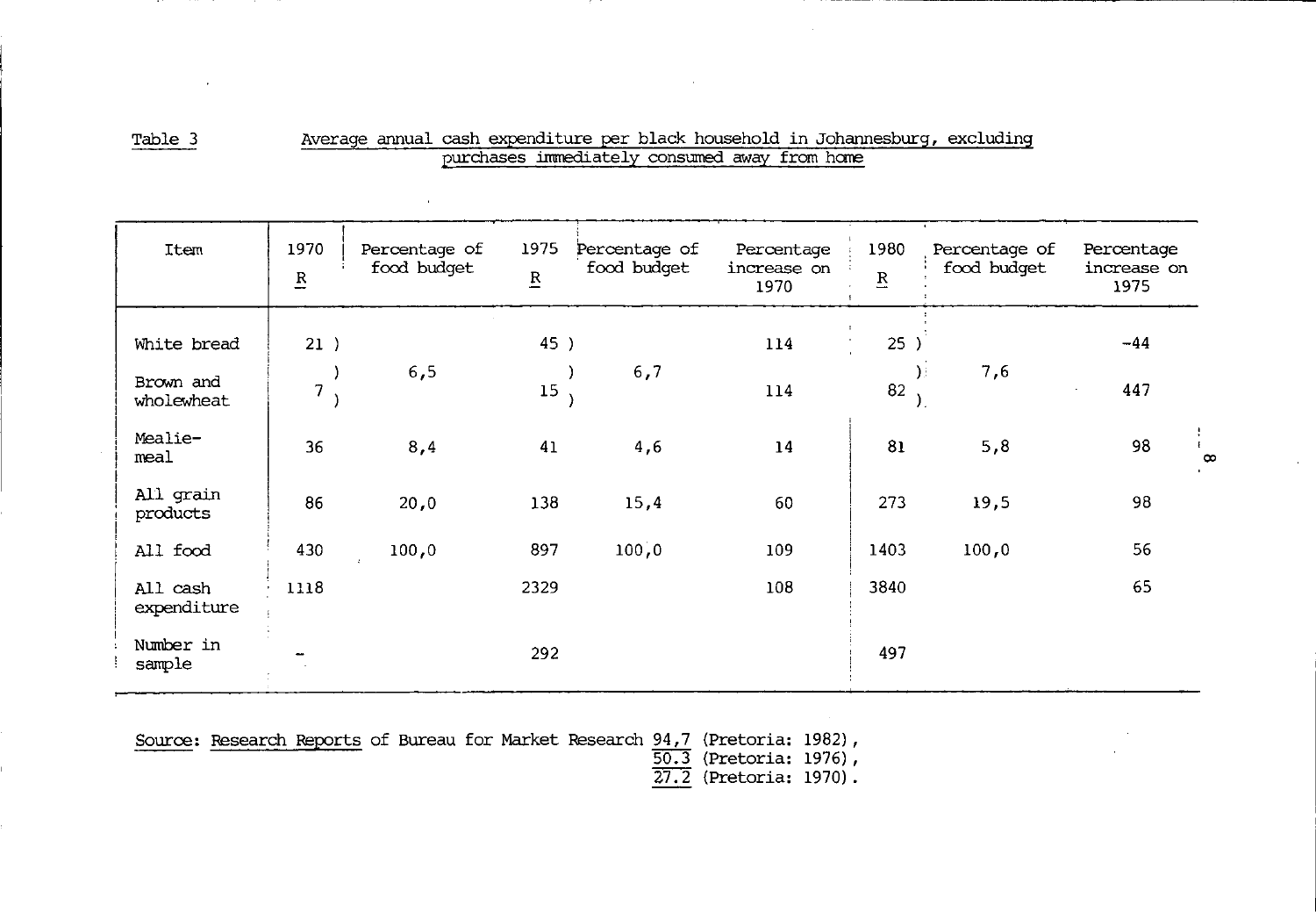Table 3 Average annual cash expenditure per black household in Johannesburg, excluding purchases immediately consumed away from home

| Item | 1970 R | Percentage of food budget | 1975 R | Percentage of food budget | Percentage increase on 1970 | 1980 R | Percentage of food budget | Percentage increase on 1975 |
|---|---|---|---|---|---|---|---|---|
| White bread | 21 | 6,5 | 45 | 6,7 | 114 | 25 | 7,6 | -44 |
| Brown and wholewheat | 7 | | 15 | | 114 | 82 | | 447 |
| Mealie-meal | 36 | 8,4 | 41 | 4,6 | 14 | 81 | 5,8 | 98 |
| All grain products | 86 | 20,0 | 138 | 15,4 | 60 | 273 | 19,5 | 98 |
| All food | 430 | 100,0 | 897 | 100,0 | 109 | 1403 | 100,0 | 56 |
| All cash expenditure | 1118 | | 2329 | | 108 | 3840 | | 65 |
| Number in sample | - | | 292 | | | 497 | | |

Source: Research Reports of Bureau for Market Research 94,7 (Pretoria: 1982), 50.3 (Pretoria: 1976), 27.2 (Pretoria: 1970).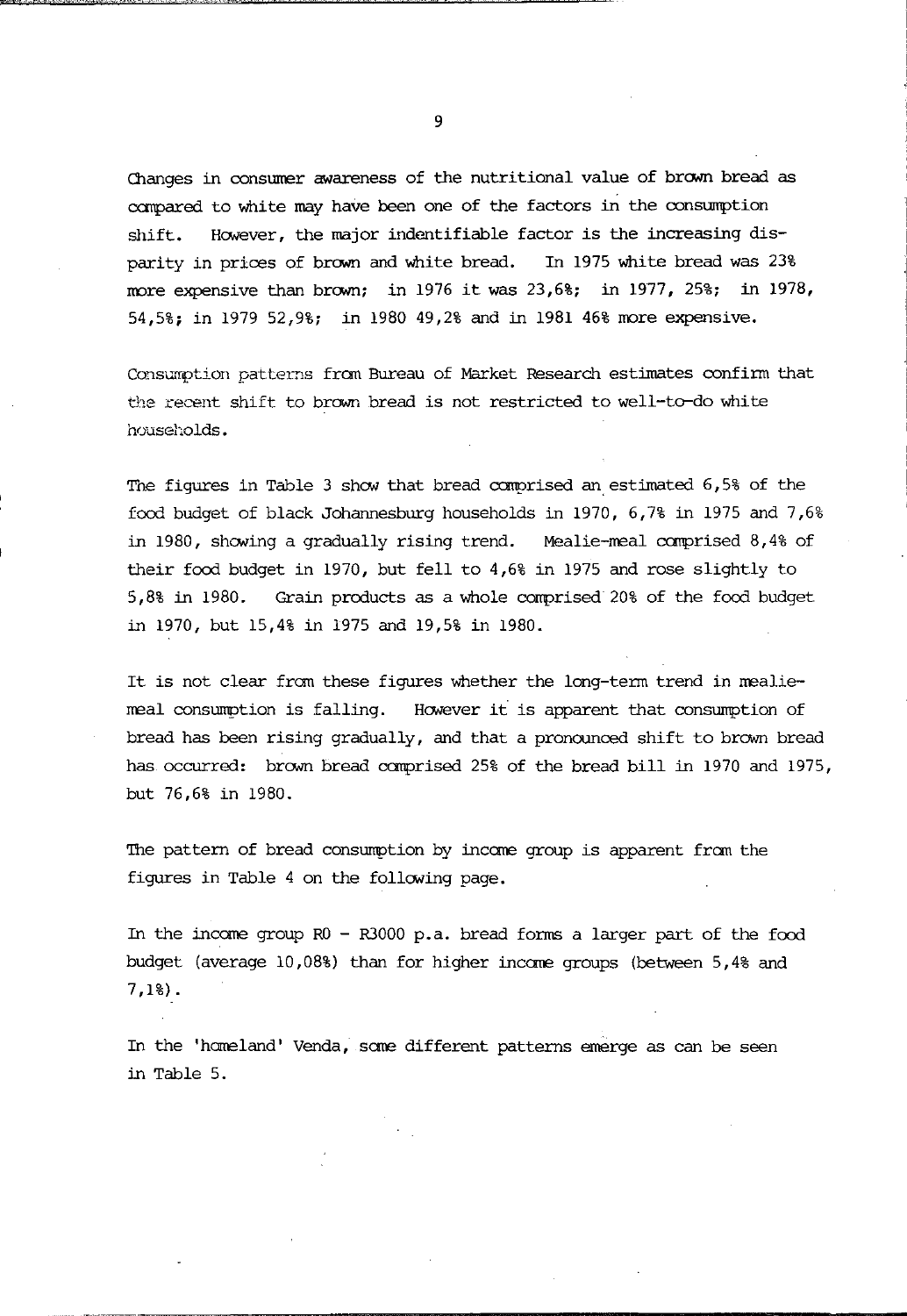Changes in consumer awareness of the nutritional value of brown bread as compared to white may have been one of the factors in the consumption shift. However, the major indentifiable factor is the increasing disparity in prices of brown and white bread. In 1975 white bread was 23% more expensive than brown; in 1976 it was 23,6%; in 1977, 25%; in 1978, 54,5%; in 1979 52,9%; in 1980 49,2% and in 1981 46% more expensive.

Consumption patterns from Bureau of Market Research estimates confirm that the recent shift to brown bread is not restricted to well-to-do white households.

The figures in Table 3 show that bread comprised an estimated 6,5% of the food budget of black Johannesburg households in 1970, 6,7% in 1975 and 7,6% in 1980, showing a gradually rising trend. Mealie-meal comprised 8,4% of their food budget in 1970, but fell to 4,6% in 1975 and rose slightly to 5,8% in 1980. Grain products as a whole comprised 20% of the food budget in 1970, but 15,4% in 1975 and 19,5% in 1980.

It is not clear from these figures whether the long-term trend in mealie-meal consumption is falling. However it is apparent that consumption of bread has been rising gradually, and that a pronounced shift to brown bread has occurred: brown bread comprised 25% of the bread bill in 1970 and 1975, but 76,6% in 1980.

The pattern of bread consumption by income group is apparent from the figures in Table 4 on the following page.

In the income group R0 - R3000 p.a. bread forms a larger part of the food budget (average 10,08%) than for higher income groups (between 5,4% and 7,1%).

In the 'homeland' Venda, some different patterns emerge as can be seen in Table 5.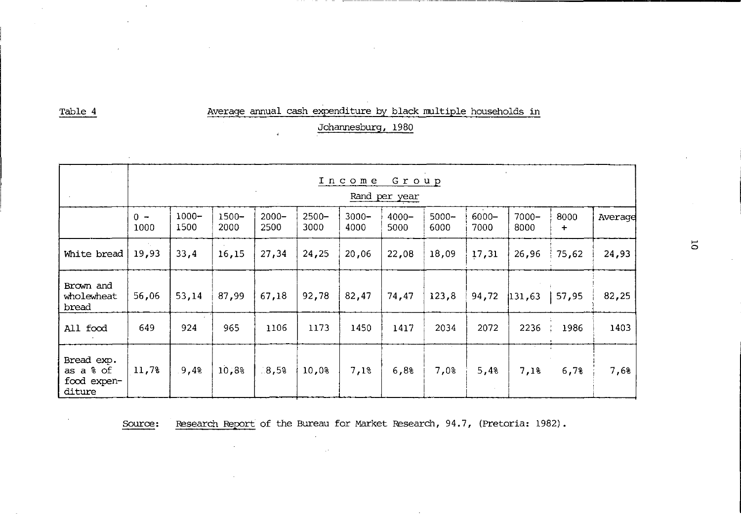Table 4 Average annual cash expenditure by black multiple households in Johannesburg, 1980

| | Income Group Rand per year | | | | | | | | | | | |
|---|---|---|---|---|---|---|---|---|---|---|---|---|
| | 0 – 1000 | 1000– 1500 | 1500– 2000 | 2000– 2500 | 2500– 3000 | 3000– 4000 | 4000– 5000 | 5000– 6000 | 6000– 7000 | 7000– 8000 | 8000 + | Average |
| White bread | 19,93 | 33,4 | 16,15 | 27,34 | 24,25 | 20,06 | 22,08 | 18,09 | 17,31 | 26,96 | 75,62 | 24,93 |
| Brown and wholewheat bread | 56,06 | 53,14 | 87,99 | 67,18 | 92,78 | 82,47 | 74,47 | 123,8 | 94,72 | 131,63 | 57,95 | 82,25 |
| All food | 649 | 924 | 965 | 1106 | 1173 | 1450 | 1417 | 2034 | 2072 | 2236 | 1986 | 1403 |
| Bread exp. as a % of food expenditure | 11,7% | 9,4% | 10,8% | 8,5% | 10,0% | 7,1% | 6,8% | 7,0% | 5,4% | 7,1% | 6,7% | 7,6% |

Source: Research Report of the Bureau for Market Research, 94.7, (Pretoria: 1982).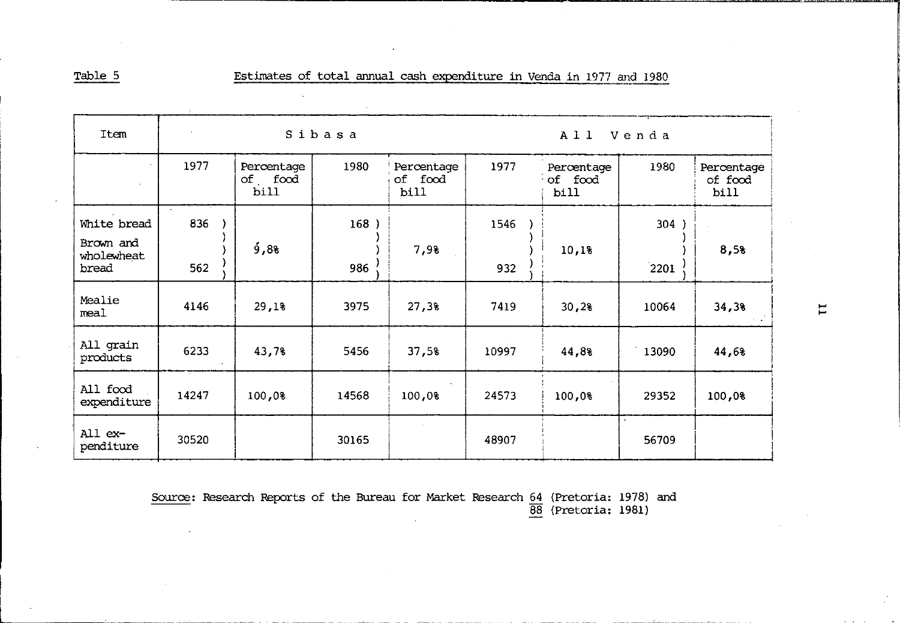Table 5 Estimates of total annual cash expenditure in Venda in 1977 and 1980

| Item | Sibasa | | | | All Venda | | | |
|---|---|---|---|---|---|---|---|---|
| | 1977 | Percentage of food bill | 1980 | Percentage of food bill | 1977 | Percentage of food bill | 1980 | Percentage of food bill |
| White bread | 836 | 9,8% | 168 | 7,9% | 1546 | 10,1% | 304 | 8,5% |
| Brown and wholewheat bread | 562 | | 986 | | 932 | | 2201 | |
| Mealie meal | 4146 | 29,1% | 3975 | 27,3% | 7419 | 30,2% | 10064 | 34,3% |
| All grain products | 6233 | 43,7% | 5456 | 37,5% | 10997 | 44,8% | 13090 | 44,6% |
| All food expenditure | 14247 | 100,0% | 14568 | 100,0% | 24573 | 100,0% | 29352 | 100,0% |
| All expenditure | 30520 | | 30165 | | 48907 | | 56709 | |

Source: Research Reports of the Bureau for Market Research 64 (Pretoria: 1978) and 88 (Pretoria: 1981)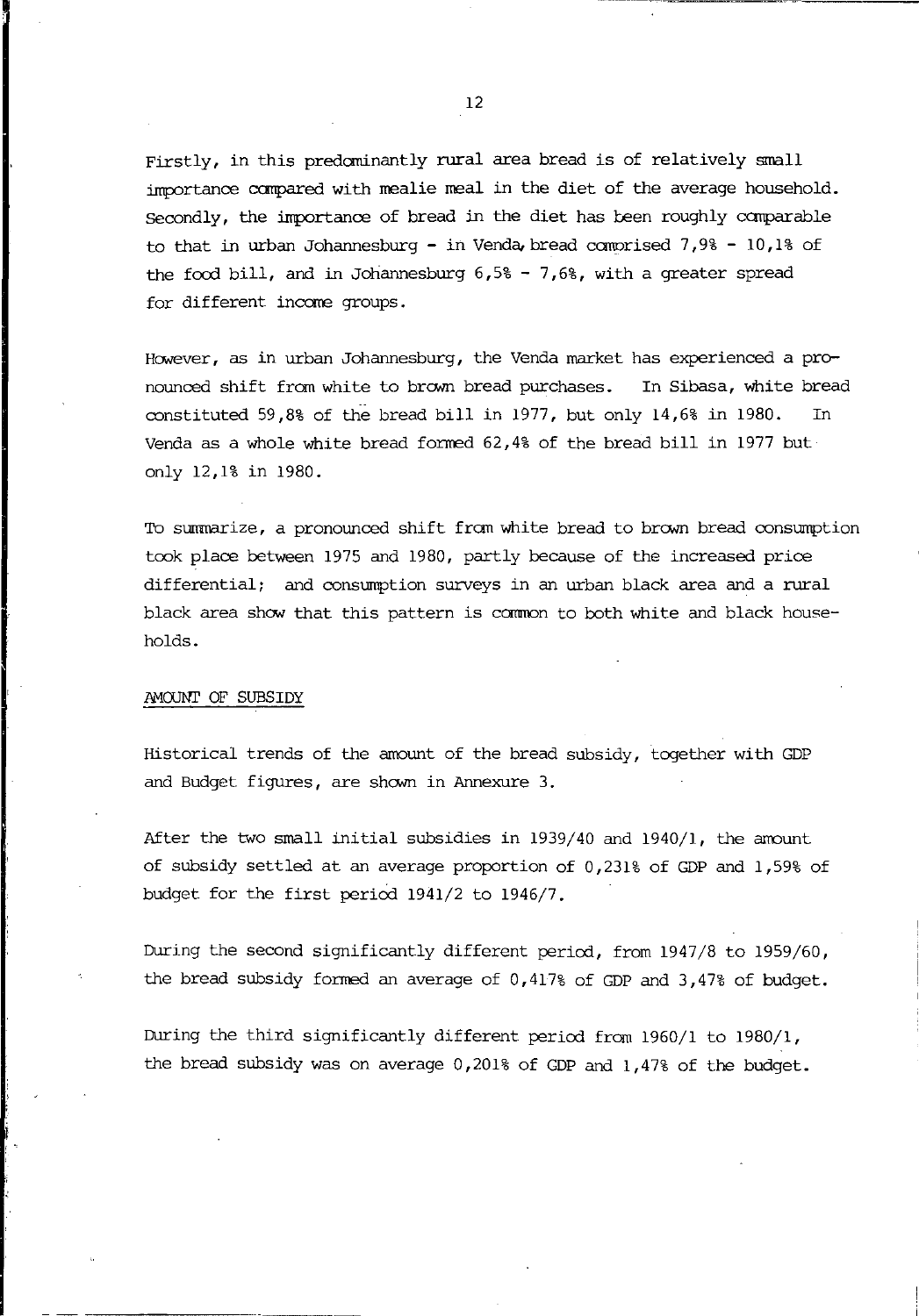Firstly, in this predominantly rural area bread is of relatively small importance compared with mealie meal in the diet of the average household. Secondly, the importance of bread in the diet has been roughly comparable to that in urban Johannesburg - in Venda, bread comprised 7,9% - 10,1% of the food bill, and in Johannesburg 6,5% - 7,6%, with a greater spread for different income groups.

However, as in urban Johannesburg, the Venda market has experienced a pronounced shift from white to brown bread purchases. In Sibasa, white bread constituted 59,8% of the bread bill in 1977, but only 14,6% in 1980. In Venda as a whole white bread formed 62,4% of the bread bill in 1977 but only 12,1% in 1980.

To summarize, a pronounced shift from white bread to brown bread consumption took place between 1975 and 1980, partly because of the increased price differential; and consumption surveys in an urban black area and a rural black area show that this pattern is common to both white and black households.

AMOUNT OF SUBSIDY

Historical trends of the amount of the bread subsidy, together with GDP and Budget figures, are shown in Annexure 3.

After the two small initial subsidies in 1939/40 and 1940/1, the amount of subsidy settled at an average proportion of 0,231% of GDP and 1,59% of budget for the first period 1941/2 to 1946/7.

During the second significantly different period, from 1947/8 to 1959/60, the bread subsidy formed an average of 0,417% of GDP and 3,47% of budget.

During the third significantly different period from 1960/1 to 1980/1, the bread subsidy was on average 0,201% of GDP and 1,47% of the budget.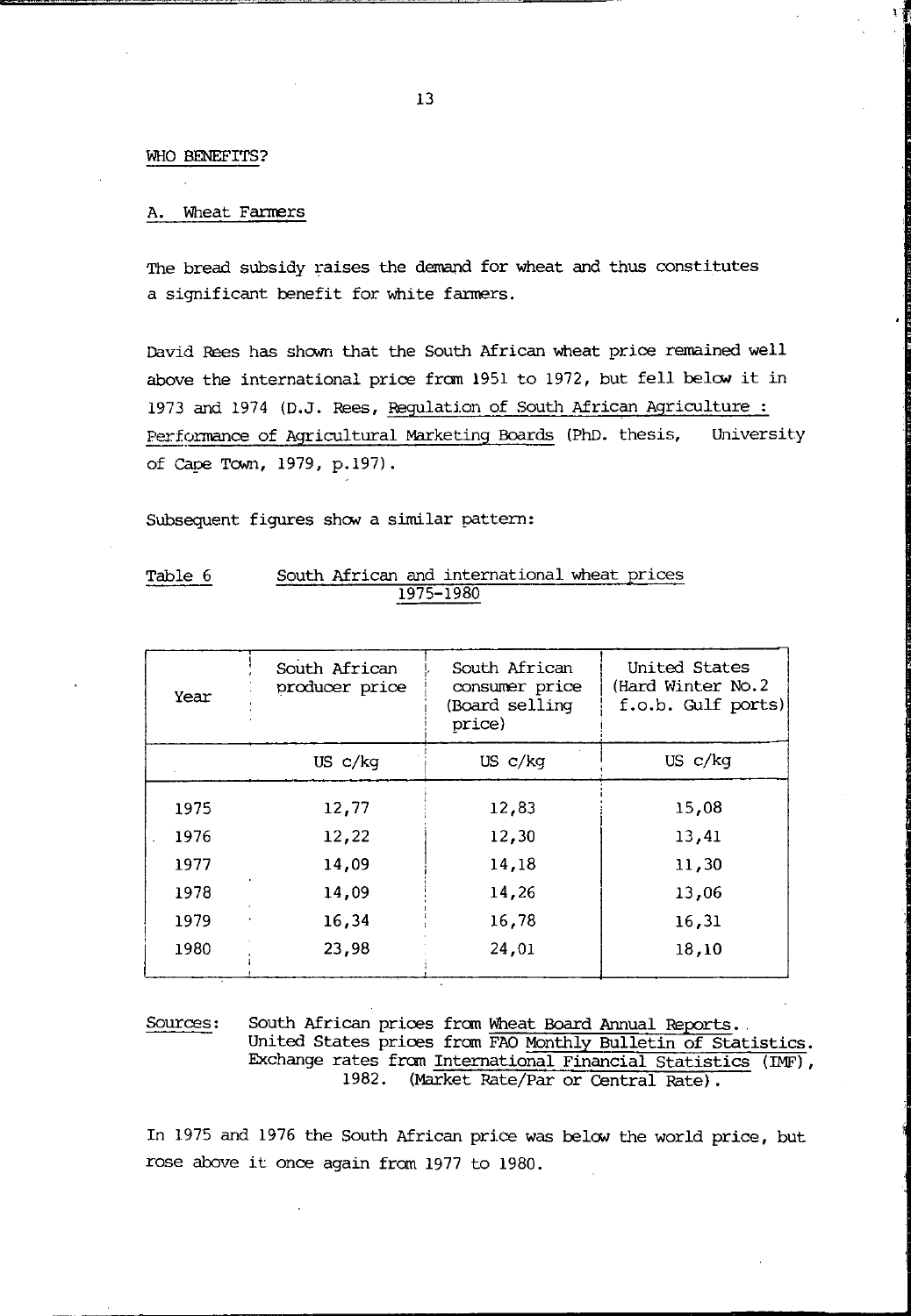## WHO BENEFITS?

### A. Wheat Farmers

The bread subsidy raises the demand for wheat and thus constitutes a significant benefit for white farmers.

David Rees has shown that the South African wheat price remained well above the international price from 1951 to 1972, but fell below it in 1973 and 1974 (D.J. Rees, Regulation of South African Agriculture : Performance of Agricultural Marketing Boards (PhD. thesis, University of Cape Town, 1979, p.197).

Subsequent figures show a similar pattern:

Table 6 South African and international wheat prices 1975-1980

| Year | South African producer price | South African consumer price (Board selling price) | United States (Hard Winter No.2 f.o.b. Gulf ports) |
|---|---|---|---|
| | US c/kg | US c/kg | US c/kg |
| 1975 | 12,77 | 12,83 | 15,08 |
| 1976 | 12,22 | 12,30 | 13,41 |
| 1977 | 14,09 | 14,18 | 11,30 |
| 1978 | 14,09 | 14,26 | 13,06 |
| 1979 | 16,34 | 16,78 | 16,31 |
| 1980 | 23,98 | 24,01 | 18,10 |

Sources: South African prices from Wheat Board Annual Reports. United States prices from FAO Monthly Bulletin of Statistics. Exchange rates from International Financial Statistics (IMF), 1982. (Market Rate/Par or Central Rate).

In 1975 and 1976 the South African price was below the world price, but rose above it once again from 1977 to 1980.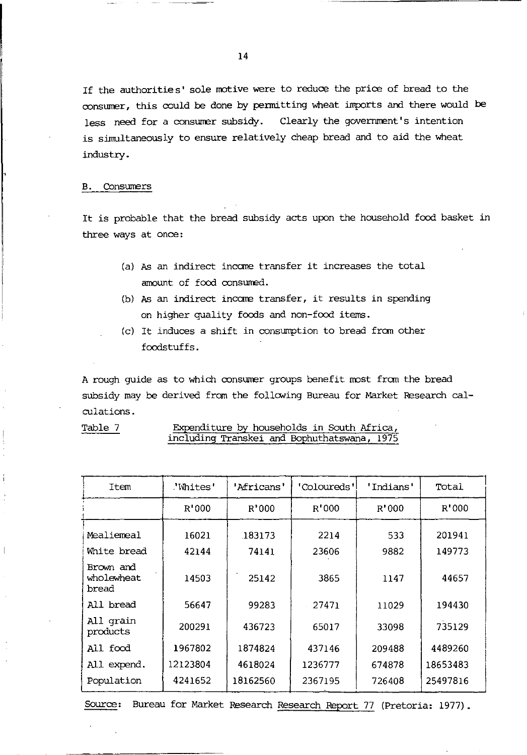If the authorities' sole motive were to reduce the price of bread to the consumer, this could be done by permitting wheat imports and there would be less need for a consumer subsidy. Clearly the government's intention is simultaneously to ensure relatively cheap bread and to aid the wheat industry.

## B. Consumers

It is probable that the bread subsidy acts upon the household food basket in three ways at once:

(a) As an indirect income transfer it increases the total amount of food consumed.

(b) As an indirect income transfer, it results in spending on higher quality foods and non-food items.

(c) It induces a shift in consumption to bread from other foodstuffs.

A rough guide as to which consumer groups benefit most from the bread subsidy may be derived from the following Bureau for Market Research calculations.

Table 7 Expenditure by households in South Africa, including Transkei and Bophuthatswana, 1975

| Item | 'Whites' | 'Africans' | 'Coloureds' | 'Indians' | Total |
|---|---|---|---|---|---|
| | R'000 | R'000 | R'000 | R'000 | R'000 |
| Mealiemeal | 16021 | 183173 | 2214 | 533 | 201941 |
| White bread | 42144 | 74141 | 23606 | 9882 | 149773 |
| Brown and wholewheat bread | 14503 | 25142 | 3865 | 1147 | 44657 |
| All bread | 56647 | 99283 | 27471 | 11029 | 194430 |
| All grain products | 200291 | 436723 | 65017 | 33098 | 735129 |
| All food | 1967802 | 1874824 | 437146 | 209488 | 4489260 |
| All expend. | 12123804 | 4618024 | 1236777 | 674878 | 18653483 |
| Population | 4241652 | 18162560 | 2367195 | 726408 | 25497816 |

Source: Bureau for Market Research Research Report 77 (Pretoria: 1977).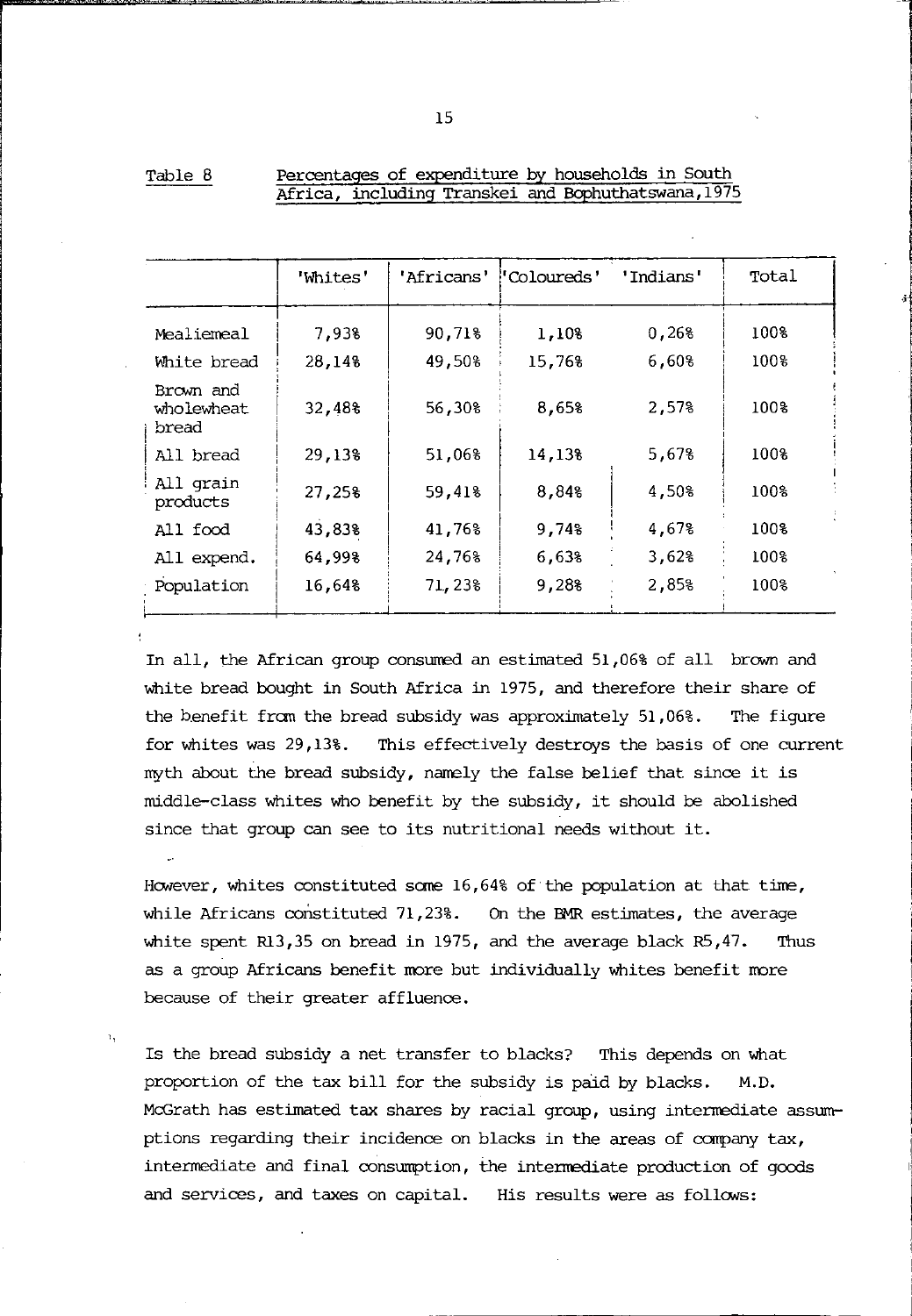Table 8 Percentages of expenditure by households in South Africa, including Transkei and Bophuthatswana, 1975

| | 'Whites' | 'Africans' | 'Coloureds' | 'Indians' | Total |
|---|---|---|---|---|---|
| Mealiemeal | 7,93% | 90,71% | 1,10% | 0,26% | 100% |
| White bread | 28,14% | 49,50% | 15,76% | 6,60% | 100% |
| Brown and wholewheat bread | 32,48% | 56,30% | 8,65% | 2,57% | 100% |
| All bread | 29,13% | 51,06% | 14,13% | 5,67% | 100% |
| All grain products | 27,25% | 59,41% | 8,84% | 4,50% | 100% |
| All food | 43,83% | 41,76% | 9,74% | 4,67% | 100% |
| All expend. | 64,99% | 24,76% | 6,63% | 3,62% | 100% |
| Population | 16,64% | 71,23% | 9,28% | 2,85% | 100% |

In all, the African group consumed an estimated 51,06% of all brown and white bread bought in South Africa in 1975, and therefore their share of the benefit from the bread subsidy was approximately 51,06%. The figure for whites was 29,13%. This effectively destroys the basis of one current myth about the bread subsidy, namely the false belief that since it is middle-class whites who benefit by the subsidy, it should be abolished since that group can see to its nutritional needs without it.

However, whites constituted some 16,64% of the population at that time, while Africans constituted 71,23%. On the BMR estimates, the average white spent R13,35 on bread in 1975, and the average black R5,47. Thus as a group Africans benefit more but individually whites benefit more because of their greater affluence.

Is the bread subsidy a net transfer to blacks? This depends on what proportion of the tax bill for the subsidy is paid by blacks. M.D. McGrath has estimated tax shares by racial group, using intermediate assumptions regarding their incidence on blacks in the areas of company tax, intermediate and final consumption, the intermediate production of goods and services, and taxes on capital. His results were as follows: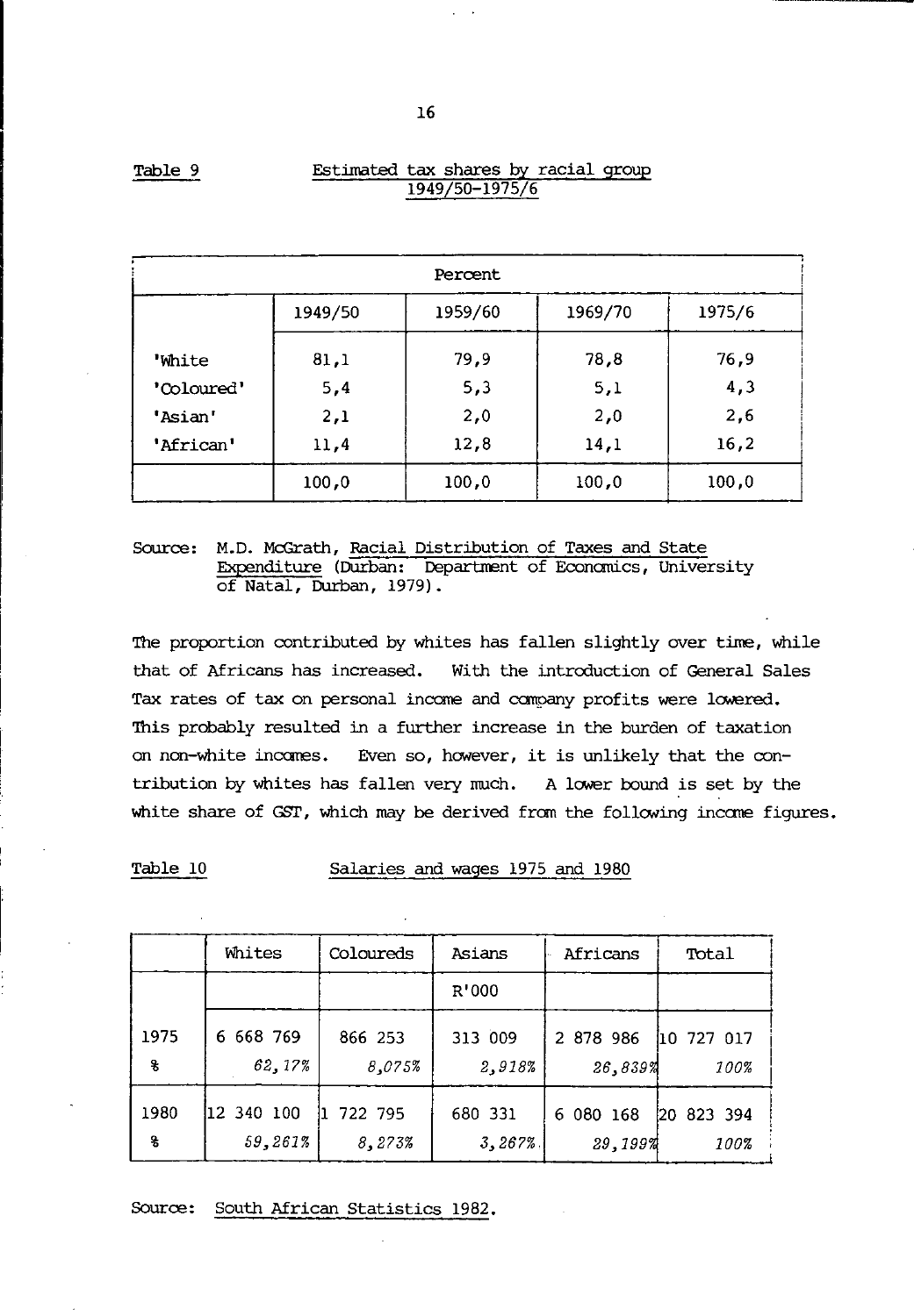Table 9 Estimated tax shares by racial group 1949/50-1975/6

| Percent | | | | |
|---|---|---|---|---|
| | 1949/50 | 1959/60 | 1969/70 | 1975/6 |
| 'White | 81,1 | 79,9 | 78,8 | 76,9 |
| 'Coloured' | 5,4 | 5,3 | 5,1 | 4,3 |
| 'Asian' | 2,1 | 2,0 | 2,0 | 2,6 |
| 'African' | 11,4 | 12,8 | 14,1 | 16,2 |
| | 100,0 | 100,0 | 100,0 | 100,0 |

Source: M.D. McGrath, Racial Distribution of Taxes and State Expenditure (Durban: Department of Economics, University of Natal, Durban, 1979).

The proportion contributed by whites has fallen slightly over time, while that of Africans has increased. With the introduction of General Sales Tax rates of tax on personal income and company profits were lowered. This probably resulted in a further increase in the burden of taxation on non-white incomes. Even so, however, it is unlikely that the contribution by whites has fallen very much. A lower bound is set by the white share of GST, which may be derived from the following income figures.

Table 10 Salaries and wages 1975 and 1980

| | Whites | Coloureds | Asians | Africans | Total |
|---|---|---|---|---|---|
| | | | R'000 | | |
| 1975 | 6 668 769 | 866 253 | 313 009 | 2 878 986 | 10 727 017 |
| % | *62,17%* | *8,075%* | *2,918%* | *26,839%* | *100%* |
| 1980 | 12 340 100 | 1 722 795 | 680 331 | 6 080 168 | 20 823 394 |
| % | *59,261%* | *8,273%* | *3,267%* | *29,199%* | *100%* |

Source: South African Statistics 1982.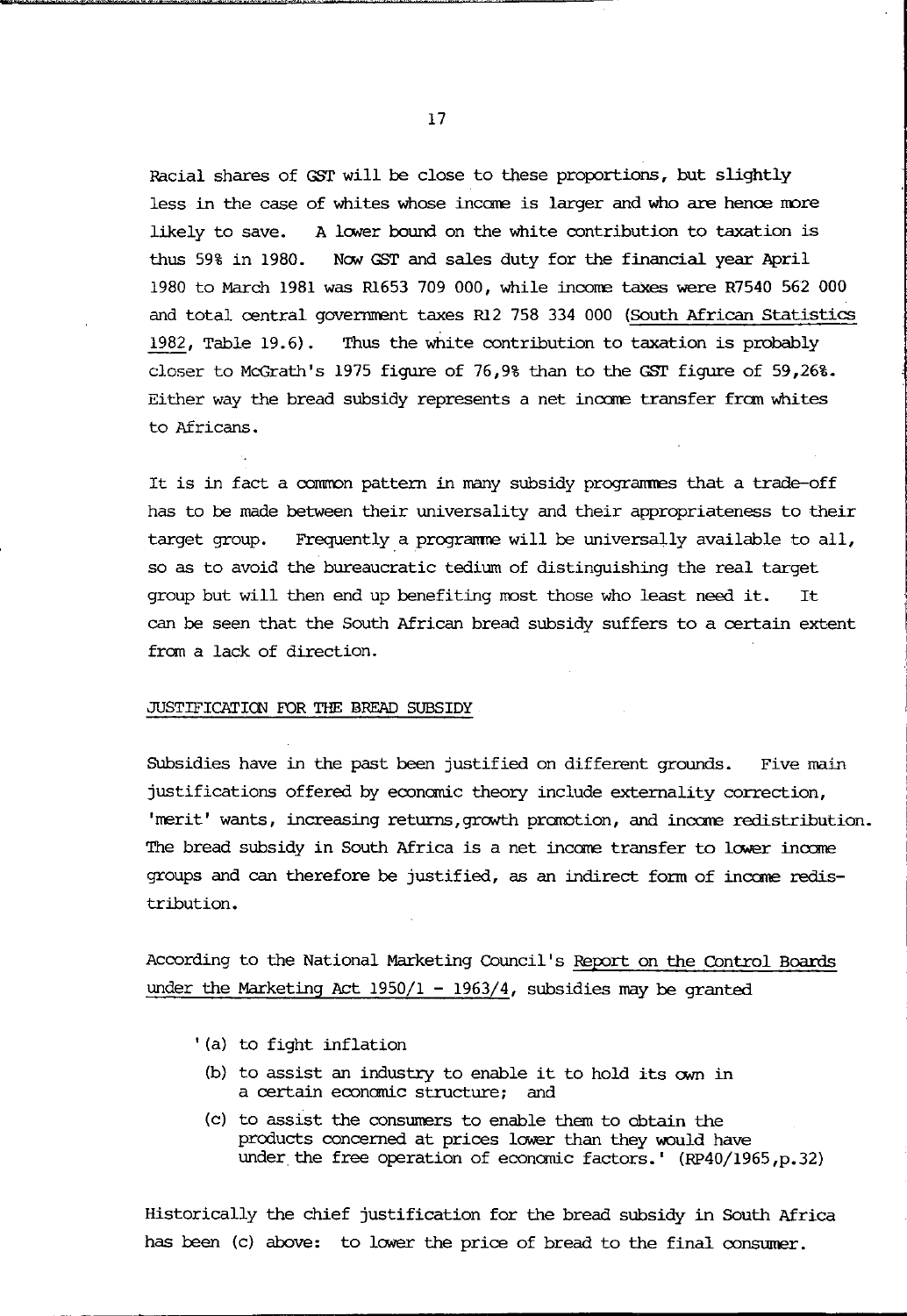Racial shares of GST will be close to these proportions, but slightly less in the case of whites whose income is larger and who are hence more likely to save. A lower bound on the white contribution to taxation is thus 59% in 1980. Now GST and sales duty for the financial year April 1980 to March 1981 was R1653 709 000, while income taxes were R7540 562 000 and total central government taxes R12 758 334 000 (South African Statistics 1982, Table 19.6). Thus the white contribution to taxation is probably closer to McGrath's 1975 figure of 76,9% than to the GST figure of 59,26%. Either way the bread subsidy represents a net income transfer from whites to Africans.

It is in fact a common pattern in many subsidy programmes that a trade-off has to be made between their universality and their appropriateness to their target group. Frequently a programme will be universally available to all, so as to avoid the bureaucratic tedium of distinguishing the real target group but will then end up benefiting most those who least need it. It can be seen that the South African bread subsidy suffers to a certain extent from a lack of direction.

## JUSTIFICATION FOR THE BREAD SUBSIDY

Subsidies have in the past been justified on different grounds. Five main justifications offered by economic theory include externality correction, 'merit' wants, increasing returns, growth promotion, and income redistribution. The bread subsidy in South Africa is a net income transfer to lower income groups and can therefore be justified, as an indirect form of income redistribution.

According to the National Marketing Council's Report on the Control Boards under the Marketing Act 1950/1 - 1963/4, subsidies may be granted

> '(a) to fight inflation
>
> (b) to assist an industry to enable it to hold its own in a certain economic structure; and
>
> (c) to assist the consumers to enable them to obtain the products concerned at prices lower than they would have under the free operation of economic factors.' (RP40/1965, p.32)

Historically the chief justification for the bread subsidy in South Africa has been (c) above: to lower the price of bread to the final consumer.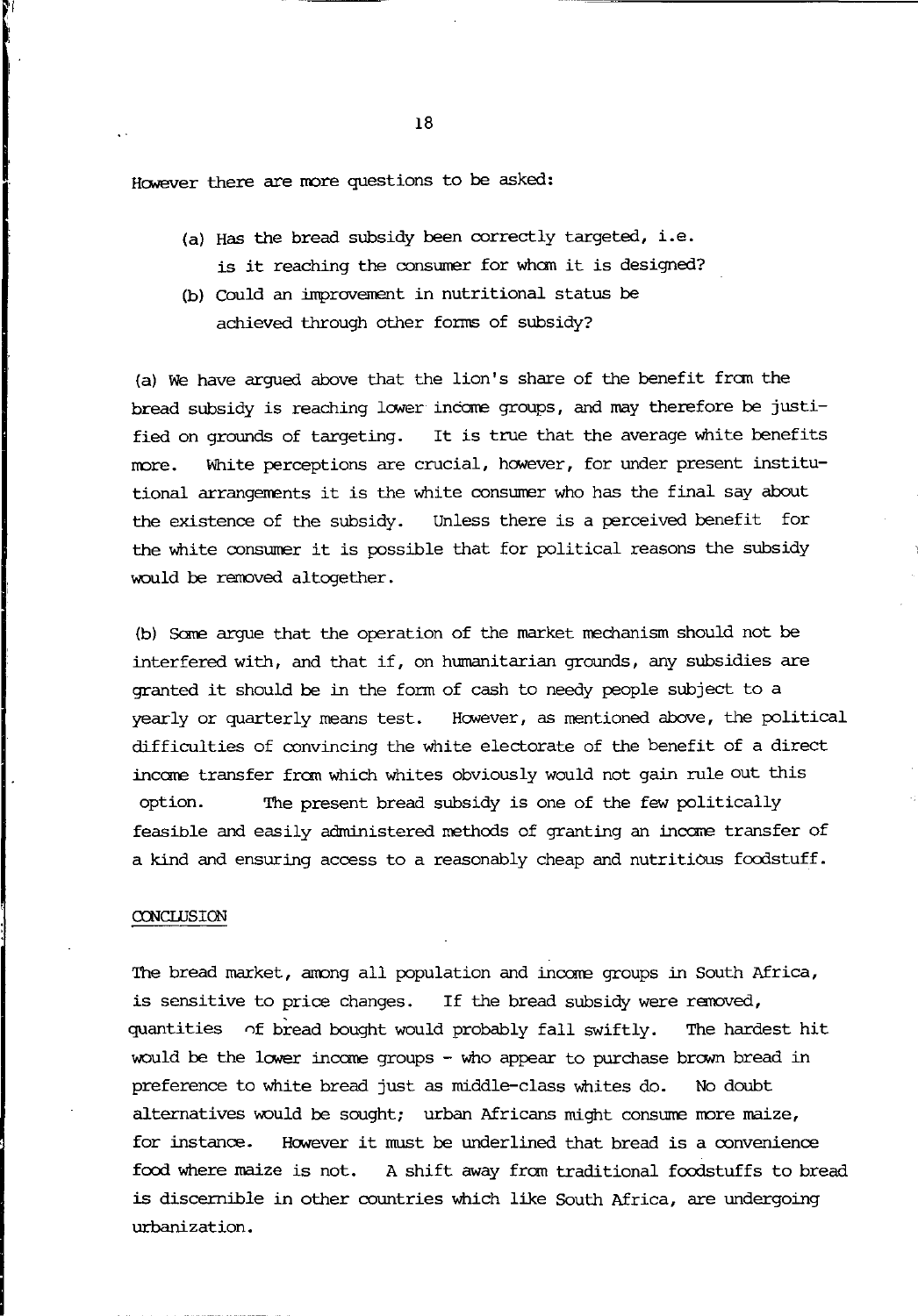However there are more questions to be asked:

(a) Has the bread subsidy been correctly targeted, i.e. is it reaching the consumer for whom it is designed?

(b) Could an improvement in nutritional status be achieved through other forms of subsidy?

(a) We have argued above that the lion's share of the benefit from the bread subsidy is reaching lower income groups, and may therefore be justified on grounds of targeting. It is true that the average white benefits more. White perceptions are crucial, however, for under present institutional arrangements it is the white consumer who has the final say about the existence of the subsidy. Unless there is a perceived benefit for the white consumer it is possible that for political reasons the subsidy would be removed altogether.

(b) Some argue that the operation of the market mechanism should not be interfered with, and that if, on humanitarian grounds, any subsidies are granted it should be in the form of cash to needy people subject to a yearly or quarterly means test. However, as mentioned above, the political difficulties of convincing the white electorate of the benefit of a direct income transfer from which whites obviously would not gain rule out this option. The present bread subsidy is one of the few politically feasible and easily administered methods of granting an income transfer of a kind and ensuring access to a reasonably cheap and nutritious foodstuff.

## CONCLUSION

The bread market, among all population and income groups in South Africa, is sensitive to price changes. If the bread subsidy were removed, quantities of bread bought would probably fall swiftly. The hardest hit would be the lower income groups - who appear to purchase brown bread in preference to white bread just as middle-class whites do. No doubt alternatives would be sought; urban Africans might consume more maize, for instance. However it must be underlined that bread is a convenience food where maize is not. A shift away from traditional foodstuffs to bread is discernible in other countries which like South Africa, are undergoing urbanization.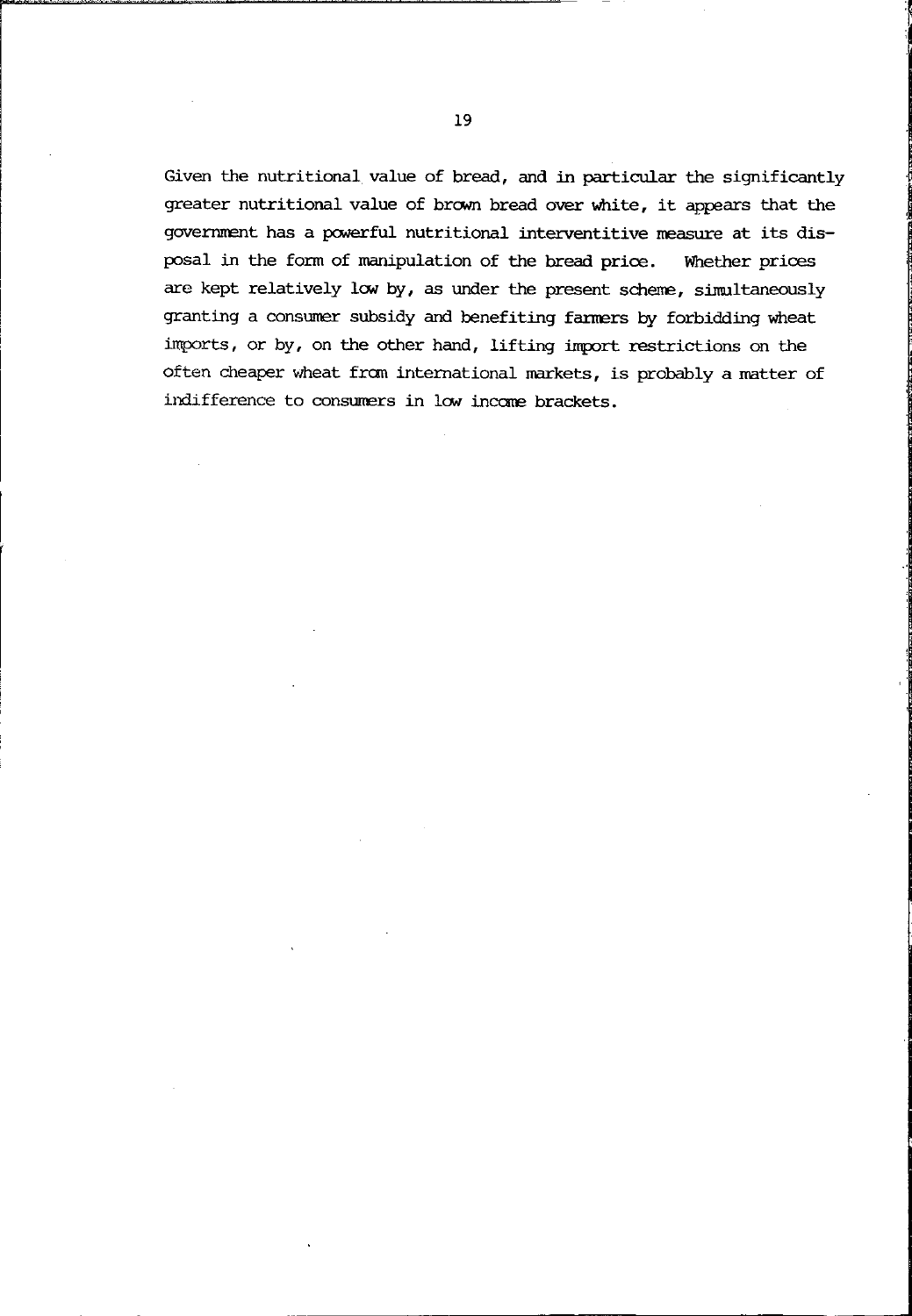Given the nutritional value of bread, and in particular the significantly greater nutritional value of brown bread over white, it appears that the government has a powerful nutritional interventitive measure at its disposal in the form of manipulation of the bread price. Whether prices are kept relatively low by, as under the present scheme, simultaneously granting a consumer subsidy and benefiting farmers by forbidding wheat imports, or by, on the other hand, lifting import restrictions on the often cheaper wheat from international markets, is probably a matter of indifference to consumers in low income brackets.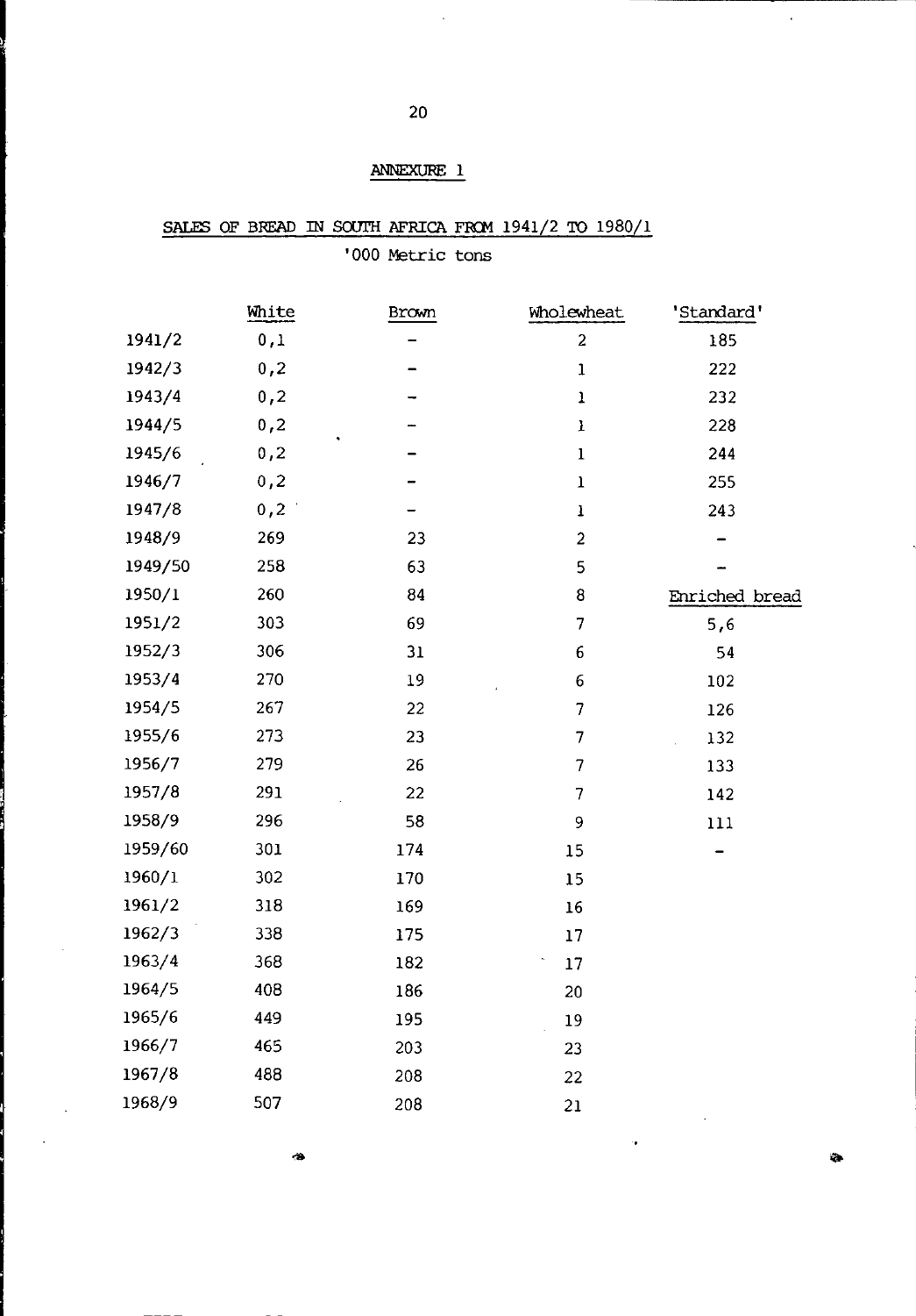## ANNEXURE 1

## SALES OF BREAD IN SOUTH AFRICA FROM 1941/2 TO 1980/1

'000 Metric tons

| | White | Brown | Wholewheat | 'Standard' |
|---|---|---|---|---|
| 1941/2 | 0,1 | – | 2 | 185 |
| 1942/3 | 0,2 | – | 1 | 222 |
| 1943/4 | 0,2 | – | 1 | 232 |
| 1944/5 | 0,2 | – | 1 | 228 |
| 1945/6 | 0,2 | – | 1 | 244 |
| 1946/7 | 0,2 | – | 1 | 255 |
| 1947/8 | 0,2 | – | 1 | 243 |
| 1948/9 | 269 | 23 | 2 | – |
| 1949/50 | 258 | 63 | 5 | – |
| 1950/1 | 260 | 84 | 8 | Enriched bread |
| 1951/2 | 303 | 69 | 7 | 5,6 |
| 1952/3 | 306 | 31 | 6 | 54 |
| 1953/4 | 270 | 19 | 6 | 102 |
| 1954/5 | 267 | 22 | 7 | 126 |
| 1955/6 | 273 | 23 | 7 | 132 |
| 1956/7 | 279 | 26 | 7 | 133 |
| 1957/8 | 291 | 22 | 7 | 142 |
| 1958/9 | 296 | 58 | 9 | 111 |
| 1959/60 | 301 | 174 | 15 | – |
| 1960/1 | 302 | 170 | 15 | |
| 1961/2 | 318 | 169 | 16 | |
| 1962/3 | 338 | 175 | 17 | |
| 1963/4 | 368 | 182 | 17 | |
| 1964/5 | 408 | 186 | 20 | |
| 1965/6 | 449 | 195 | 19 | |
| 1966/7 | 465 | 203 | 23 | |
| 1967/8 | 488 | 208 | 22 | |
| 1968/9 | 507 | 208 | 21 | |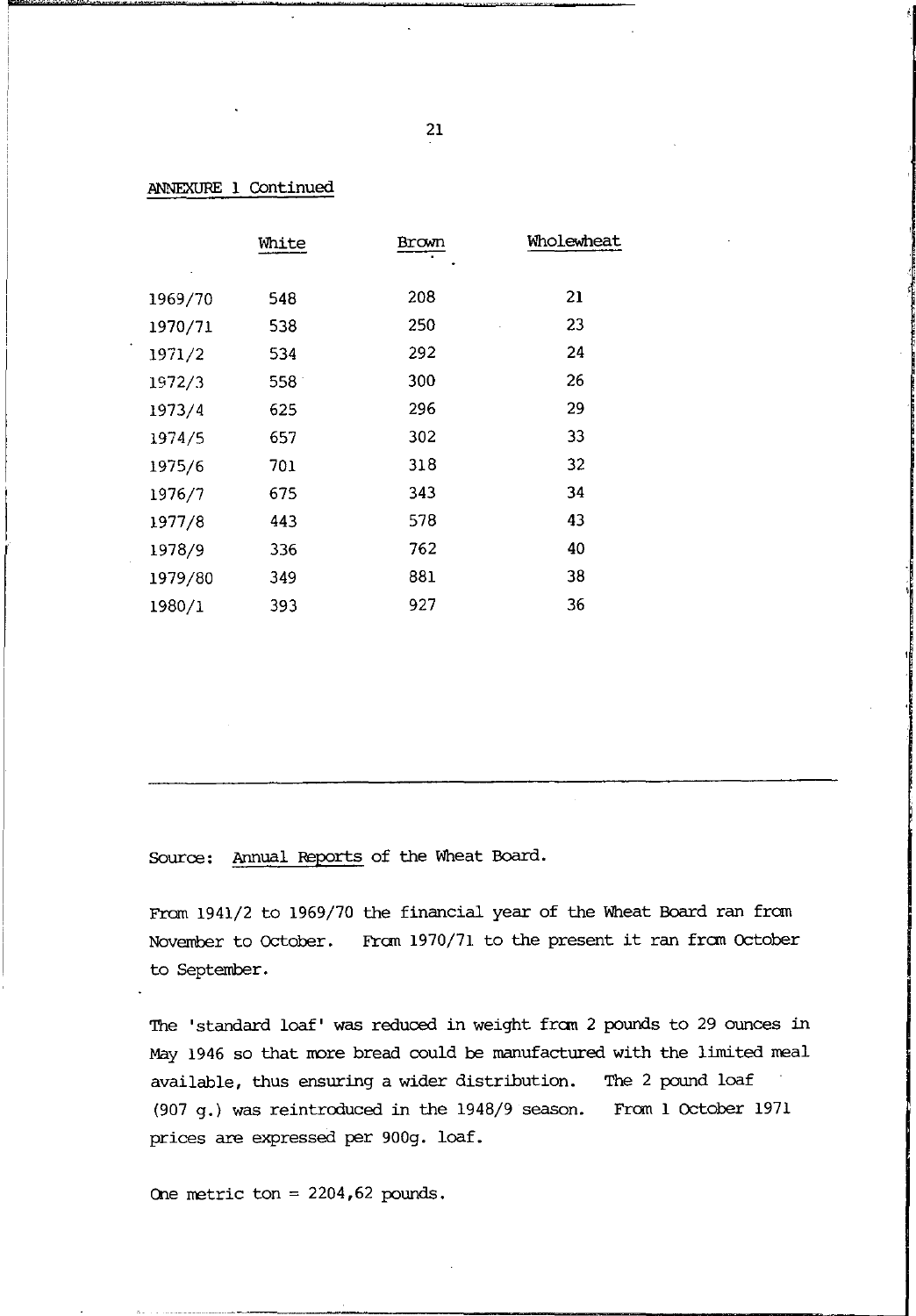ANNEXURE 1 Continued

| | White | Brown | Wholewheat |
|---|---|---|---|
| 1969/70 | 548 | 208 | 21 |
| 1970/71 | 538 | 250 | 23 |
| 1971/2 | 534 | 292 | 24 |
| 1972/3 | 558 | 300 | 26 |
| 1973/4 | 625 | 296 | 29 |
| 1974/5 | 657 | 302 | 33 |
| 1975/6 | 701 | 318 | 32 |
| 1976/7 | 675 | 343 | 34 |
| 1977/8 | 443 | 578 | 43 |
| 1978/9 | 336 | 762 | 40 |
| 1979/80 | 349 | 881 | 38 |
| 1980/1 | 393 | 927 | 36 |

---

Source: Annual Reports of the Wheat Board.

From 1941/2 to 1969/70 the financial year of the Wheat Board ran from November to October. From 1970/71 to the present it ran from October to September.

The 'standard loaf' was reduced in weight from 2 pounds to 29 ounces in May 1946 so that more bread could be manufactured with the limited meal available, thus ensuring a wider distribution. The 2 pound loaf (907 g.) was reintroduced in the 1948/9 season. From 1 October 1971 prices are expressed per 900g. loaf.

One metric ton = 2204,62 pounds.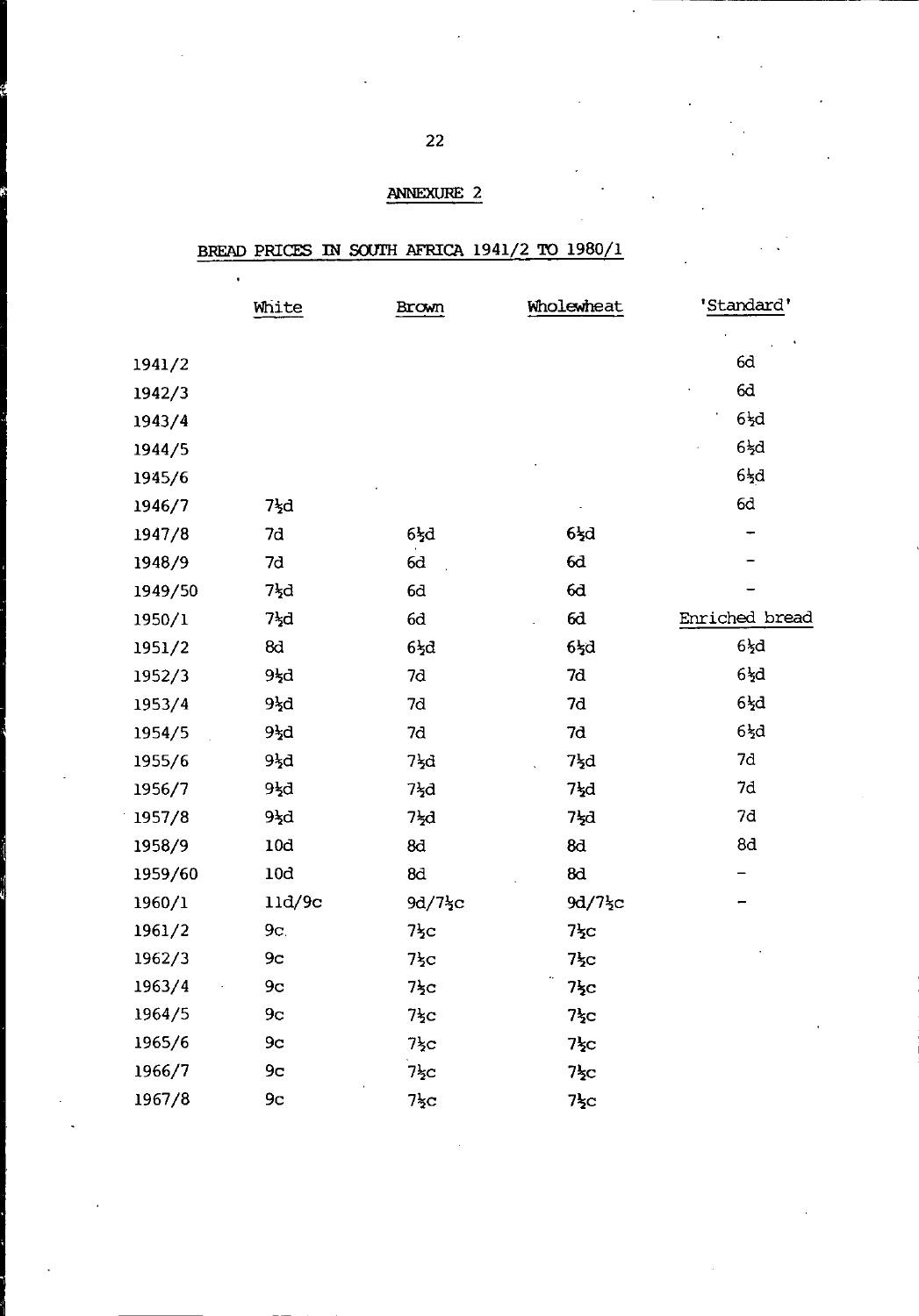## ANNEXURE 2

### BREAD PRICES IN SOUTH AFRICA 1941/2 TO 1980/1

| | White | Brown | Wholewheat | 'Standard' |
|---|---|---|---|---|
| 1941/2 | | | | 6d |
| 1942/3 | | | | 6d |
| 1943/4 | | | | 6½d |
| 1944/5 | | | | 6½d |
| 1945/6 | | | | 6½d |
| 1946/7 | 7½d | | | 6d |
| 1947/8 | 7d | 6½d | 6½d | – |
| 1948/9 | 7d | 6d | 6d | – |
| 1949/50 | 7½d | 6d | 6d | – |
| 1950/1 | 7½d | 6d | 6d | Enriched bread |
| 1951/2 | 8d | 6½d | 6½d | 6½d |
| 1952/3 | 9½d | 7d | 7d | 6½d |
| 1953/4 | 9½d | 7d | 7d | 6½d |
| 1954/5 | 9½d | 7d | 7d | 6½d |
| 1955/6 | 9½d | 7½d | 7½d | 7d |
| 1956/7 | 9½d | 7½d | 7½d | 7d |
| 1957/8 | 9½d | 7½d | 7½d | 7d |
| 1958/9 | 10d | 8d | 8d | 8d |
| 1959/60 | 10d | 8d | 8d | – |
| 1960/1 | 11d/9c | 9d/7½c | 9d/7½c | – |
| 1961/2 | 9c | 7½c | 7½c | |
| 1962/3 | 9c | 7½c | 7½c | |
| 1963/4 | 9c | 7½c | 7½c | |
| 1964/5 | 9c | 7½c | 7½c | |
| 1965/6 | 9c | 7½c | 7½c | |
| 1966/7 | 9c | 7½c | 7½c | |
| 1967/8 | 9c | 7½c | 7½c | |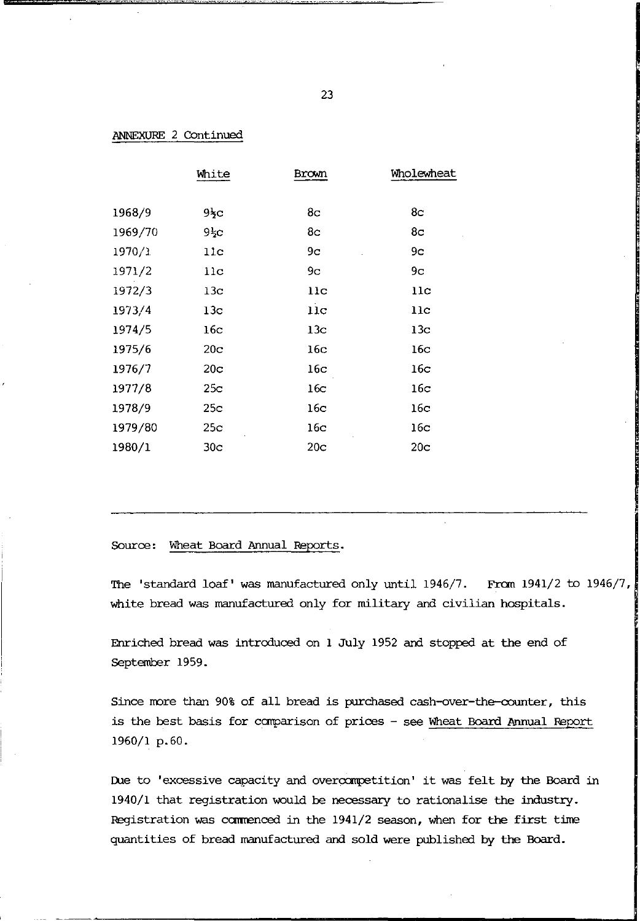ANNEXURE 2 Continued

| | White | Brown | Wholewheat |
|---|---|---|---|
| 1968/9 | 9½c | 8c | 8c |
| 1969/70 | 9½c | 8c | 8c |
| 1970/1 | 11c | 9c | 9c |
| 1971/2 | 11c | 9c | 9c |
| 1972/3 | 13c | 11c | 11c |
| 1973/4 | 13c | 11c | 11c |
| 1974/5 | 16c | 13c | 13c |
| 1975/6 | 20c | 16c | 16c |
| 1976/7 | 20c | 16c | 16c |
| 1977/8 | 25c | 16c | 16c |
| 1978/9 | 25c | 16c | 16c |
| 1979/80 | 25c | 16c | 16c |
| 1980/1 | 30c | 20c | 20c |

Source: Wheat Board Annual Reports.

The 'standard loaf' was manufactured only until 1946/7. From 1941/2 to 1946/7, white bread was manufactured only for military and civilian hospitals.

Enriched bread was introduced on 1 July 1952 and stopped at the end of September 1959.

Since more than 90% of all bread is purchased cash-over-the-counter, this is the best basis for comparison of prices - see Wheat Board Annual Report 1960/1 p.60.

Due to 'excessive capacity and overcompetition' it was felt by the Board in 1940/1 that registration would be necessary to rationalise the industry. Registration was commenced in the 1941/2 season, when for the first time quantities of bread manufactured and sold were published by the Board.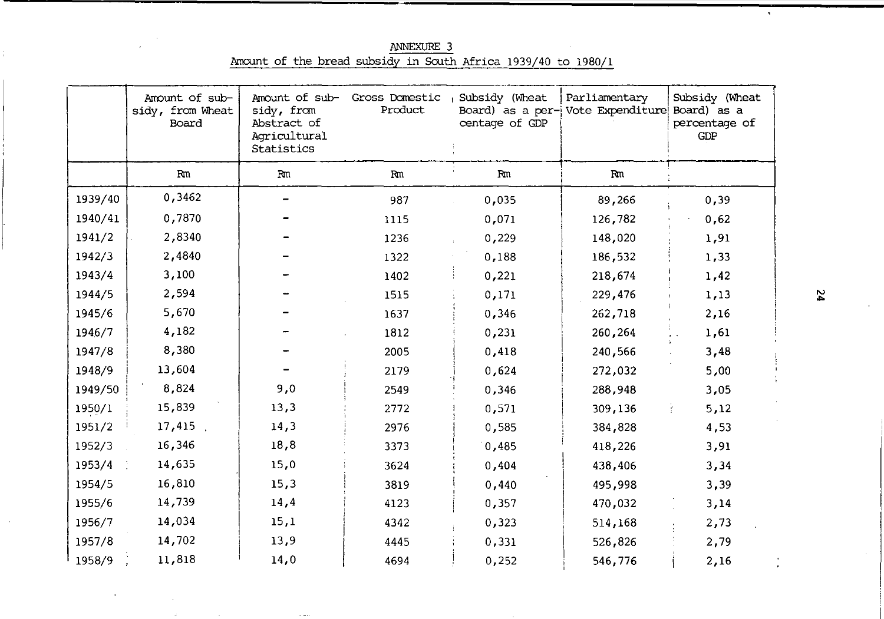ANNEXURE 3

Amount of the bread subsidy in South Africa 1939/40 to 1980/1

| | Amount of subsidy, from Wheat Board | Amount of subsidy, from Abstract of Agricultural Statistics | Gross Domestic Product | Subsidy (Wheat Board) as a percentage of GDP | Parliamentary Vote Expenditure | Subsidy (Wheat Board) as a percentage of GDP |
|---|---|---|---|---|---|---|
| | Rm | Rm | Rm | Rm | Rm | |
| 1939/40 | 0,3462 | - | 987 | 0,035 | 89,266 | 0,39 |
| 1940/41 | 0,7870 | - | 1115 | 0,071 | 126,782 | 0,62 |
| 1941/2 | 2,8340 | - | 1236 | 0,229 | 148,020 | 1,91 |
| 1942/3 | 2,4840 | - | 1322 | 0,188 | 186,532 | 1,33 |
| 1943/4 | 3,100 | - | 1402 | 0,221 | 218,674 | 1,42 |
| 1944/5 | 2,594 | - | 1515 | 0,171 | 229,476 | 1,13 |
| 1945/6 | 5,670 | - | 1637 | 0,346 | 262,718 | 2,16 |
| 1946/7 | 4,182 | - | 1812 | 0,231 | 260,264 | 1,61 |
| 1947/8 | 8,380 | - | 2005 | 0,418 | 240,566 | 3,48 |
| 1948/9 | 13,604 | - | 2179 | 0,624 | 272,032 | 5,00 |
| 1949/50 | 8,824 | 9,0 | 2549 | 0,346 | 288,948 | 3,05 |
| 1950/1 | 15,839 | 13,3 | 2772 | 0,571 | 309,136 | 5,12 |
| 1951/2 | 17,415 | 14,3 | 2976 | 0,585 | 384,828 | 4,53 |
| 1952/3 | 16,346 | 18,8 | 3373 | 0,485 | 418,226 | 3,91 |
| 1953/4 | 14,635 | 15,0 | 3624 | 0,404 | 438,406 | 3,34 |
| 1954/5 | 16,810 | 15,3 | 3819 | 0,440 | 495,998 | 3,39 |
| 1955/6 | 14,739 | 14,4 | 4123 | 0,357 | 470,032 | 3,14 |
| 1956/7 | 14,034 | 15,1 | 4342 | 0,323 | 514,168 | 2,73 |
| 1957/8 | 14,702 | 13,9 | 4445 | 0,331 | 526,826 | 2,79 |
| 1958/9 | 11,818 | 14,0 | 4694 | 0,252 | 546,776 | 2,16 |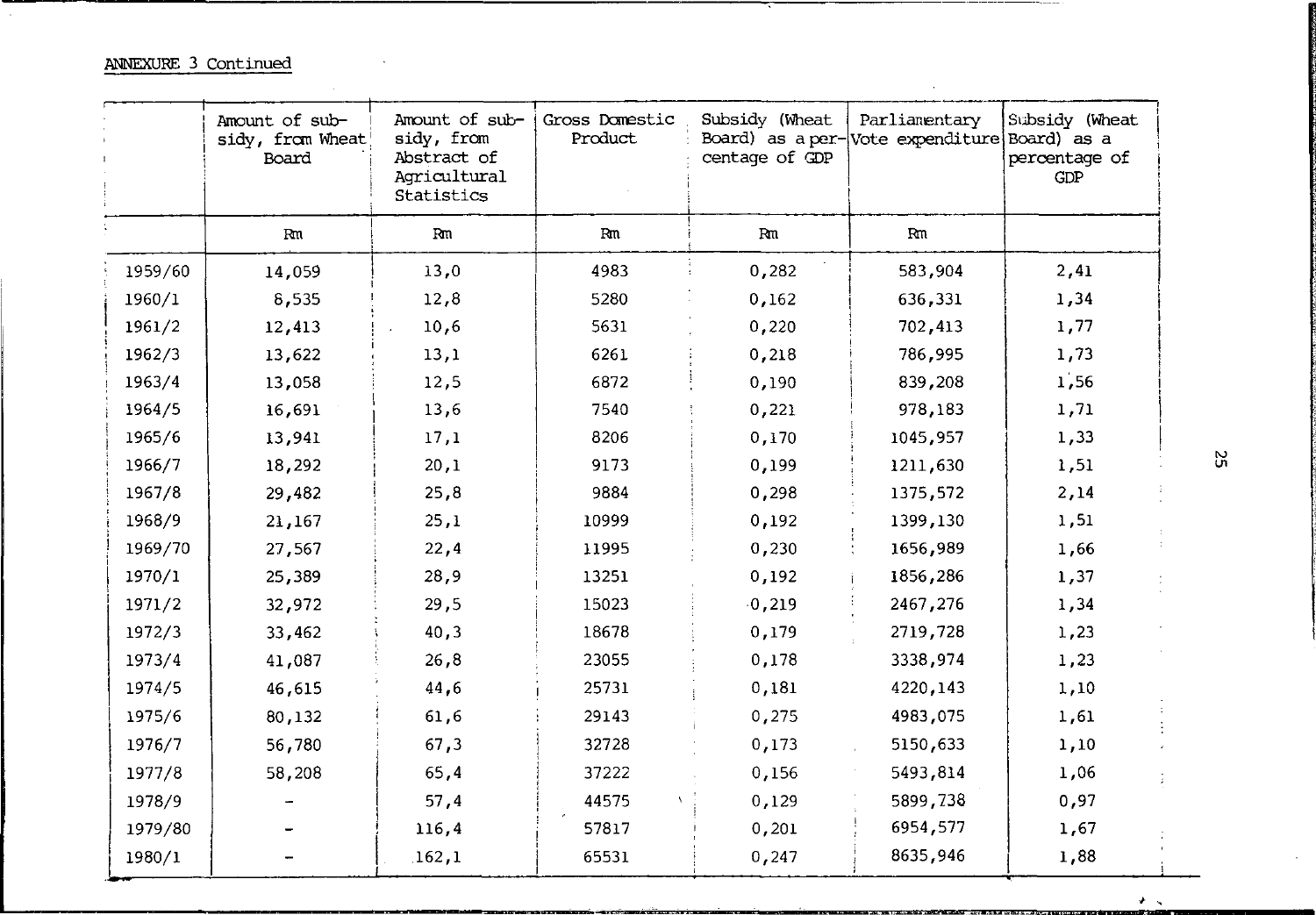ANNEXURE 3 Continued

| | Amount of subsidy, from Wheat Board | Amount of subsidy, from Abstract of Agricultural Statistics | Gross Domestic Product | Subsidy (Wheat Board) as a percentage of GDP | Parliamentary Vote expenditure | Subsidy (Wheat Board) as a percentage of GDP |
|---|---|---|---|---|---|---|
| | Rm | Rm | Rm | Rm | Rm | |
| 1959/60 | 14,059 | 13,0 | 4983 | 0,282 | 583,904 | 2,41 |
| 1960/1 | 8,535 | 12,8 | 5280 | 0,162 | 636,331 | 1,34 |
| 1961/2 | 12,413 | 10,6 | 5631 | 0,220 | 702,413 | 1,77 |
| 1962/3 | 13,622 | 13,1 | 6261 | 0,218 | 786,995 | 1,73 |
| 1963/4 | 13,058 | 12,5 | 6872 | 0,190 | 839,208 | 1,56 |
| 1964/5 | 16,691 | 13,6 | 7540 | 0,221 | 978,183 | 1,71 |
| 1965/6 | 13,941 | 17,1 | 8206 | 0,170 | 1045,957 | 1,33 |
| 1966/7 | 18,292 | 20,1 | 9173 | 0,199 | 1211,630 | 1,51 |
| 1967/8 | 29,482 | 25,8 | 9884 | 0,298 | 1375,572 | 2,14 |
| 1968/9 | 21,167 | 25,1 | 10999 | 0,192 | 1399,130 | 1,51 |
| 1969/70 | 27,567 | 22,4 | 11995 | 0,230 | 1656,989 | 1,66 |
| 1970/1 | 25,389 | 28,9 | 13251 | 0,192 | 1856,286 | 1,37 |
| 1971/2 | 32,972 | 29,5 | 15023 | 0,219 | 2467,276 | 1,34 |
| 1972/3 | 33,462 | 40,3 | 18678 | 0,179 | 2719,728 | 1,23 |
| 1973/4 | 41,087 | 26,8 | 23055 | 0,178 | 3338,974 | 1,23 |
| 1974/5 | 46,615 | 44,6 | 25731 | 0,181 | 4220,143 | 1,10 |
| 1975/6 | 80,132 | 61,6 | 29143 | 0,275 | 4983,075 | 1,61 |
| 1976/7 | 56,780 | 67,3 | 32728 | 0,173 | 5150,633 | 1,10 |
| 1977/8 | 58,208 | 65,4 | 37222 | 0,156 | 5493,814 | 1,06 |
| 1978/9 | - | 57,4 | 44575 | 0,129 | 5899,738 | 0,97 |
| 1979/80 | - | 116,4 | 57817 | 0,201 | 6954,577 | 1,67 |
| 1980/1 | - | 162,1 | 65531 | 0,247 | 8635,946 | 1,88 |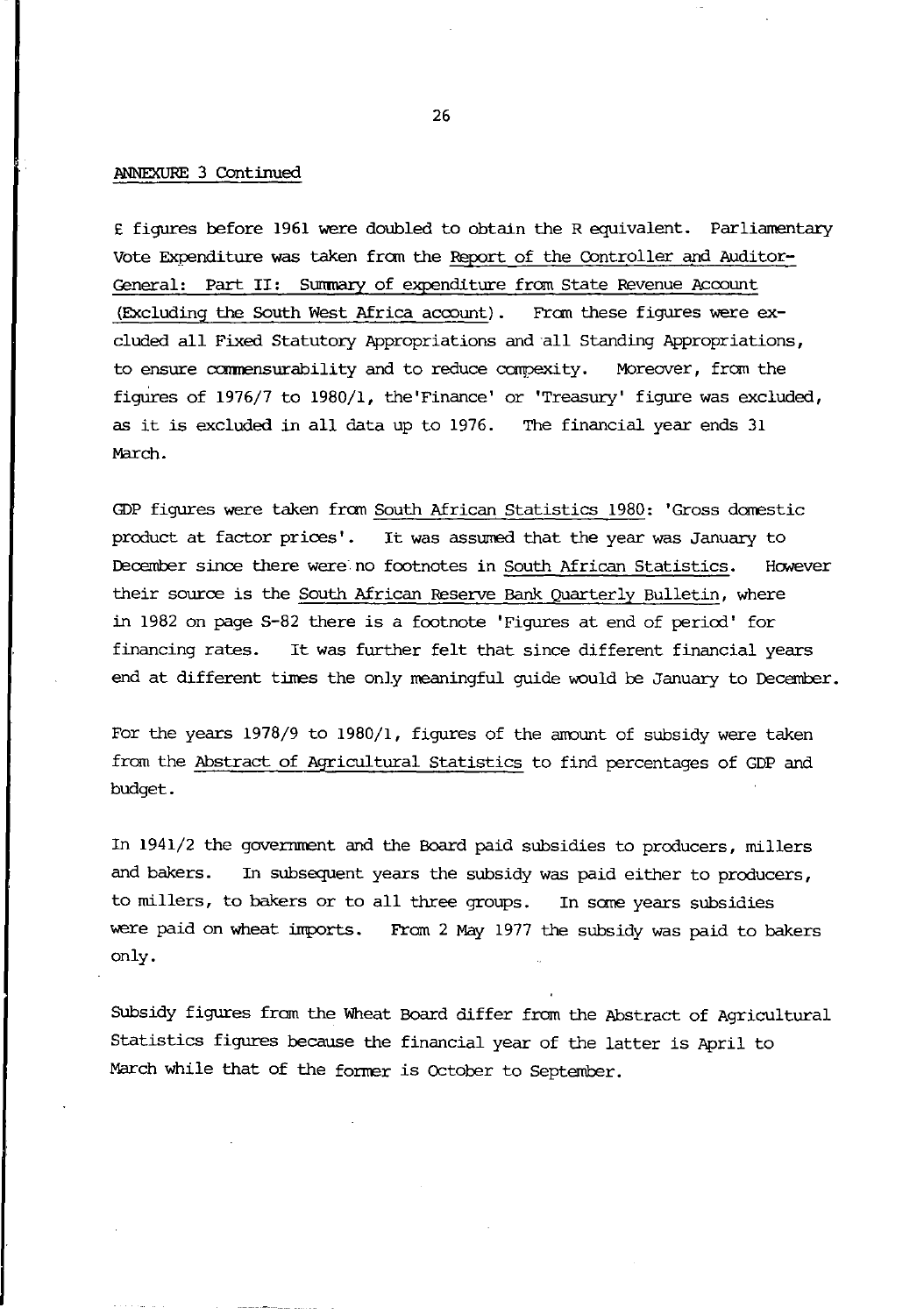ANNEXURE 3 Continued

£ figures before 1961 were doubled to obtain the R equivalent. Parliamentary Vote Expenditure was taken from the Report of the Controller and Auditor-General: Part II: Summary of expenditure from State Revenue Account (Excluding the South West Africa account). From these figures were excluded all Fixed Statutory Appropriations and all Standing Appropriations, to ensure commensurability and to reduce compexity. Moreover, from the figures of 1976/7 to 1980/1, the 'Finance' or 'Treasury' figure was excluded, as it is excluded in all data up to 1976. The financial year ends 31 March.

GDP figures were taken from South African Statistics 1980: 'Gross domestic product at factor prices'. It was assumed that the year was January to December since there were no footnotes in South African Statistics. However their source is the South African Reserve Bank Quarterly Bulletin, where in 1982 on page S-82 there is a footnote 'Figures at end of period' for financing rates. It was further felt that since different financial years end at different times the only meaningful guide would be January to December.

For the years 1978/9 to 1980/1, figures of the amount of subsidy were taken from the Abstract of Agricultural Statistics to find percentages of GDP and budget.

In 1941/2 the government and the Board paid subsidies to producers, millers and bakers. In subsequent years the subsidy was paid either to producers, to millers, to bakers or to all three groups. In some years subsidies were paid on wheat imports. From 2 May 1977 the subsidy was paid to bakers only.

Subsidy figures from the Wheat Board differ from the Abstract of Agricultural Statistics figures because the financial year of the latter is April to March while that of the former is October to September.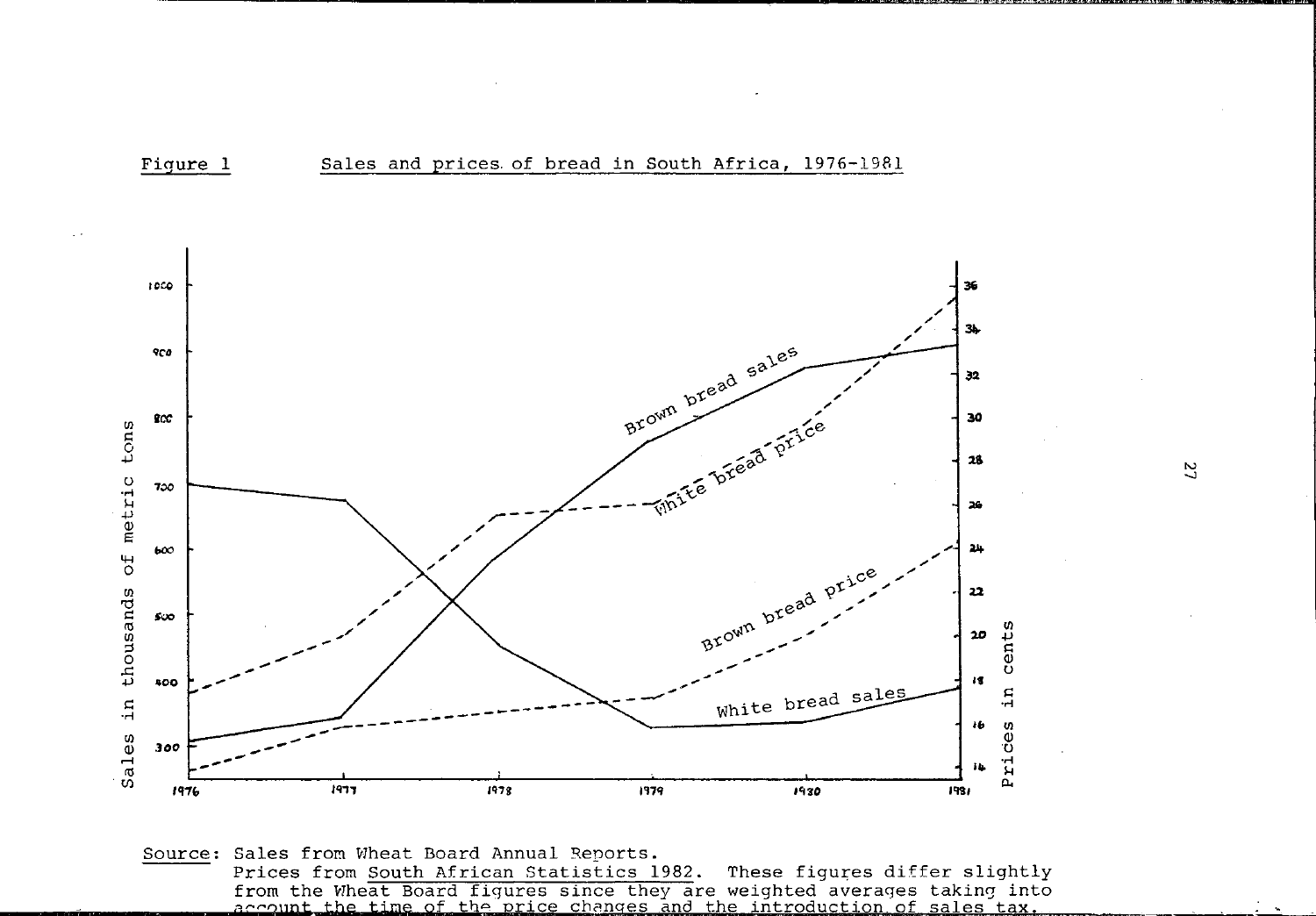Figure 1 Sales and prices of bread in South Africa, 1976-1981

Sales in thousands of metric tons

1000
900
800
700
600
500
400
300

Prices in cents

36
34
32
30
28
26
24
22
20
18
16
14

1976
1977
1978
1979
1980
1981

Brown bread sales
White bread price
Brown bread price
White bread sales

Source: Sales from Wheat Board Annual Reports.
Prices from South African Statistics 1982. These figures differ slightly from the Wheat Board figures since they are weighted averages taking into account the time of the price changes and the introduction of sales tax.